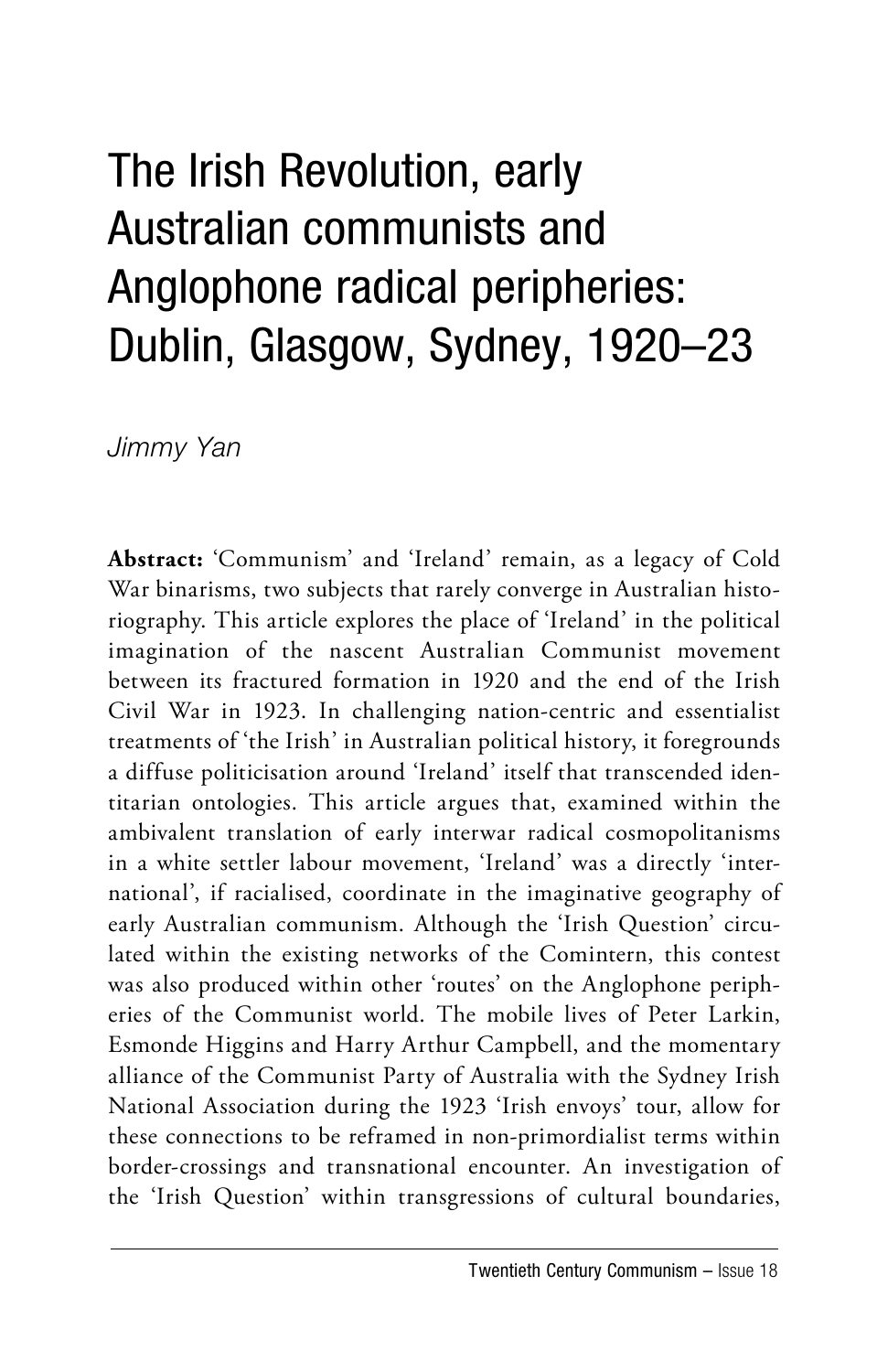# The Irish Revolution, early Australian communists and Anglophone radical peripheries: Dublin, Glasgow, Sydney, 1920–23

*Jimmy Yan*

**Abstract:** 'Communism' and 'Ireland' remain, as a legacy of Cold War binarisms, two subjects that rarely converge in Australian historiography. This article explores the place of 'Ireland' in the political imagination of the nascent Australian Communist movement between its fractured formation in 1920 and the end of the Irish Civil War in 1923. In challenging nation-centric and essentialist treatments of 'the Irish' in Australian political history, it foregrounds a diffuse politicisation around 'Ireland' itself that transcended identitarian ontologies. This article argues that, examined within the ambivalent translation of early interwar radical cosmopolitanisms in a white settler labour movement, 'Ireland' was a directly 'international', if racialised, coordinate in the imaginative geography of early Australian communism. Although the 'Irish Question' circulated within the existing networks of the Comintern, this contest was also produced within other 'routes' on the Anglophone peripheries of the Communist world. The mobile lives of Peter Larkin, Esmonde Higgins and Harry Arthur Campbell, and the momentary alliance of the Communist Party of Australia with the Sydney Irish National Association during the 1923 'Irish envoys' tour, allow for these connections to be reframed in non-primordialist terms within border-crossings and transnational encounter. An investigation of the 'Irish Question' within transgressions of cultural boundaries,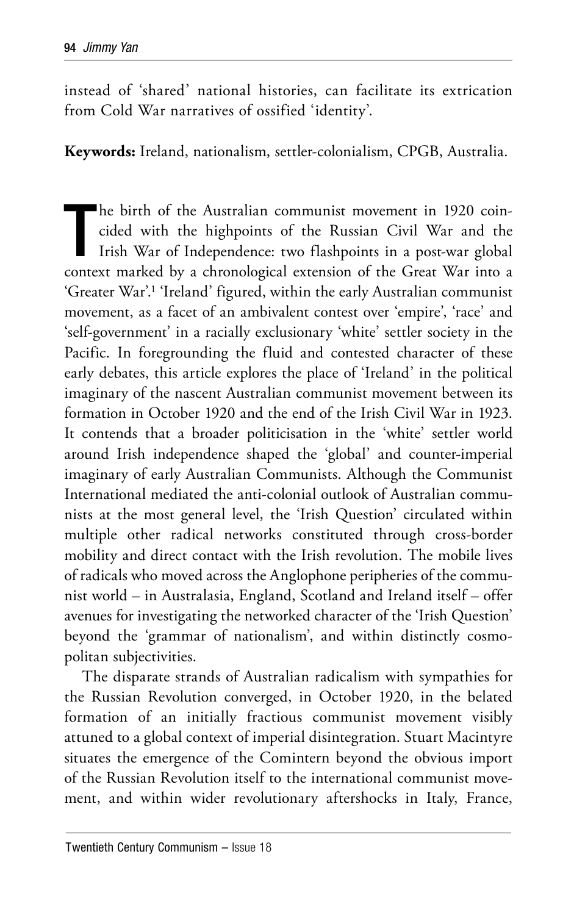instead of 'shared' national histories, can facilitate its extrication from Cold War narratives of ossified 'identity'.

**Keywords:** Ireland, nationalism, settler-colonialism, CPGB, Australia.

The birth of the Australian communist movement in 1920 coincided with the highpoints of the Russian Civil War and the Irish War of Independence: two flashpoints in a post-war global context marked by a chronological extension of the Great War into a 'Greater War'.[1] 'Ireland' figured, within the early Australian communist movement, as a facet of an ambivalent contest over 'empire', 'race' and 'self-government' in a racially exclusionary 'white' settler society in the Pacific. In foregrounding the fluid and contested character of these early debates, this article explores the place of 'Ireland' in the political imaginary of the nascent Australian communist movement between its formation in October 1920 and the end of the Irish Civil War in 1923. It contends that a broader politicisation in the 'white' settler world around Irish independence shaped the 'global' and counter-imperial imaginary of early Australian Communists. Although the Communist International mediated the anti-colonial outlook of Australian communists at the most general level, the 'Irish Question' circulated within multiple other radical networks constituted through cross-border mobility and direct contact with the Irish revolution. The mobile lives of radicals who moved across the Anglophone peripheries of the communist world – in Australasia, England, Scotland and Ireland itself – offer avenues for investigating the networked character of the 'Irish Question' beyond the 'grammar of nationalism', and within distinctly cosmopolitan subjectivities.

The disparate strands of Australian radicalism with sympathies for the Russian Revolution converged, in October 1920, in the belated formation of an initially fractious communist movement visibly attuned to a global context of imperial disintegration. Stuart Macintyre situates the emergence of the Comintern beyond the obvious import of the Russian Revolution itself to the international communist movement, and within wider revolutionary aftershocks in Italy, France,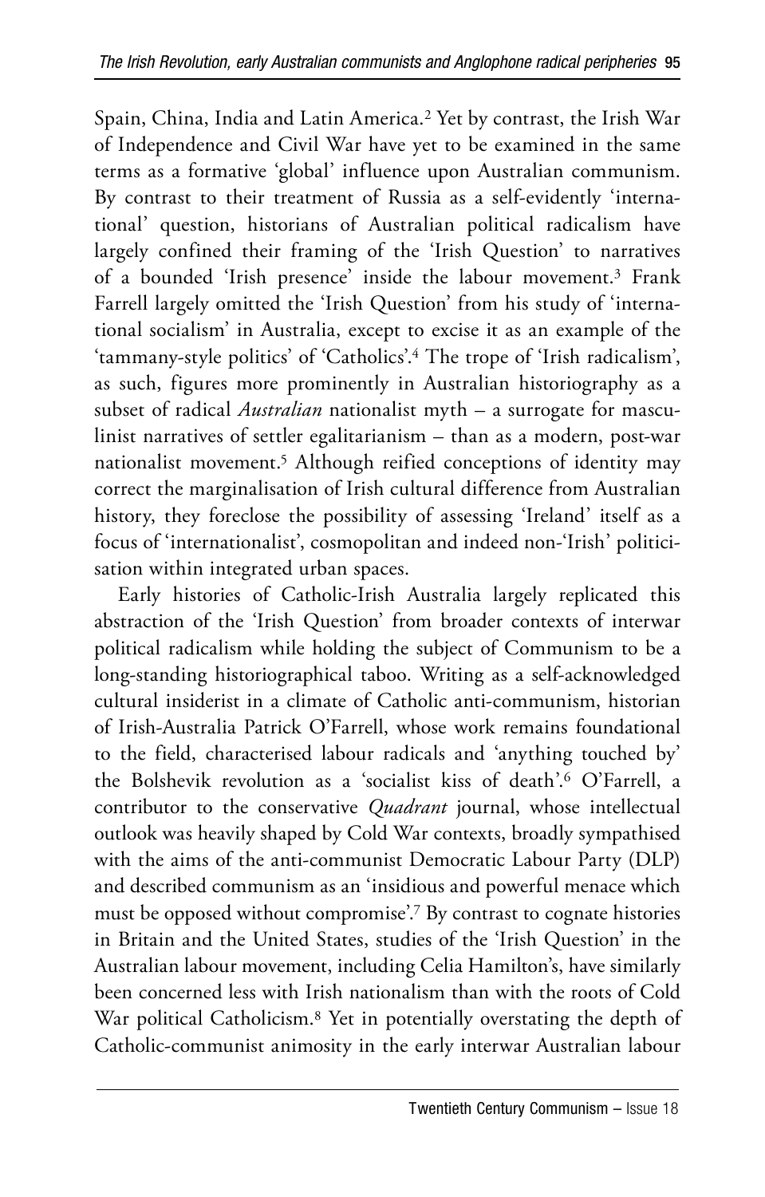Spain, China, India and Latin America.[2] Yet by contrast, the Irish War of Independence and Civil War have yet to be examined in the same terms as a formative 'global' influence upon Australian communism. By contrast to their treatment of Russia as a self-evidently 'international' question, historians of Australian political radicalism have largely confined their framing of the 'Irish Question' to narratives of a bounded 'Irish presence' inside the labour movement.[3] Frank Farrell largely omitted the 'Irish Question' from his study of 'international socialism' in Australia, except to excise it as an example of the 'tammany-style politics' of 'Catholics'.[4] The trope of 'Irish radicalism', as such, figures more prominently in Australian historiography as a subset of radical *Australian* nationalist myth – a surrogate for masculinist narratives of settler egalitarianism – than as a modern, post-war nationalist movement.[5] Although reified conceptions of identity may correct the marginalisation of Irish cultural difference from Australian history, they foreclose the possibility of assessing 'Ireland' itself as a focus of 'internationalist', cosmopolitan and indeed non-'Irish' politicisation within integrated urban spaces.

Early histories of Catholic-Irish Australia largely replicated this abstraction of the 'Irish Question' from broader contexts of interwar political radicalism while holding the subject of Communism to be a long-standing historiographical taboo. Writing as a self-acknowledged cultural insiderist in a climate of Catholic anti-communism, historian of Irish-Australia Patrick O'Farrell, whose work remains foundational to the field, characterised labour radicals and 'anything touched by' the Bolshevik revolution as a 'socialist kiss of death'.[6] O'Farrell, a contributor to the conservative *Quadrant* journal, whose intellectual outlook was heavily shaped by Cold War contexts, broadly sympathised with the aims of the anti-communist Democratic Labour Party (DLP) and described communism as an 'insidious and powerful menace which must be opposed without compromise'.[7] By contrast to cognate histories in Britain and the United States, studies of the 'Irish Question' in the Australian labour movement, including Celia Hamilton's, have similarly been concerned less with Irish nationalism than with the roots of Cold War political Catholicism.[8] Yet in potentially overstating the depth of Catholic-communist animosity in the early interwar Australian labour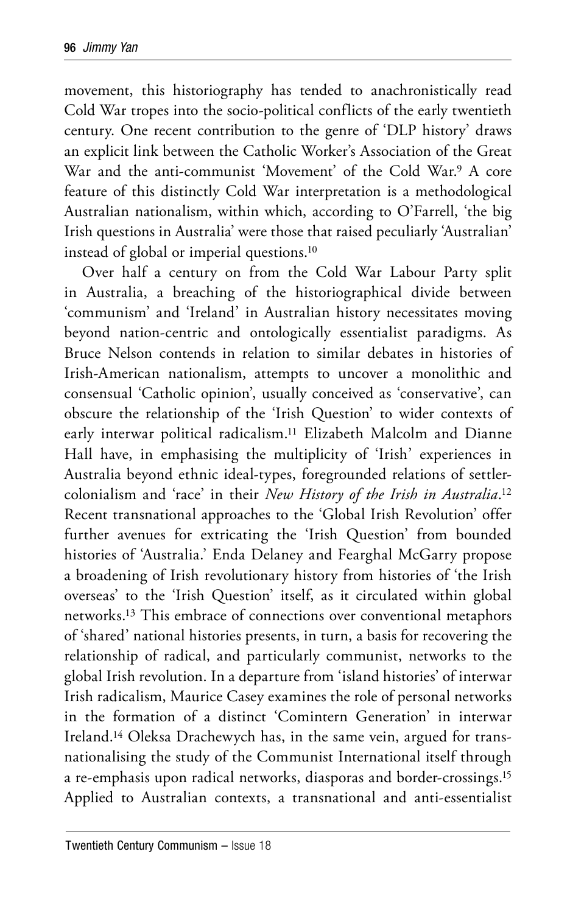movement, this historiography has tended to anachronistically read Cold War tropes into the socio-political conflicts of the early twentieth century. One recent contribution to the genre of 'DLP history' draws an explicit link between the Catholic Worker's Association of the Great War and the anti-communist 'Movement' of the Cold War.[9] A core feature of this distinctly Cold War interpretation is a methodological Australian nationalism, within which, according to O'Farrell, 'the big Irish questions in Australia' were those that raised peculiarly 'Australian' instead of global or imperial questions.[10]

Over half a century on from the Cold War Labour Party split in Australia, a breaching of the historiographical divide between 'communism' and 'Ireland' in Australian history necessitates moving beyond nation-centric and ontologically essentialist paradigms. As Bruce Nelson contends in relation to similar debates in histories of Irish-American nationalism, attempts to uncover a monolithic and consensual 'Catholic opinion', usually conceived as 'conservative', can obscure the relationship of the 'Irish Question' to wider contexts of early interwar political radicalism.[11] Elizabeth Malcolm and Dianne Hall have, in emphasising the multiplicity of 'Irish' experiences in Australia beyond ethnic ideal-types, foregrounded relations of settler-colonialism and 'race' in their *New History of the Irish in Australia*.[12] Recent transnational approaches to the 'Global Irish Revolution' offer further avenues for extricating the 'Irish Question' from bounded histories of 'Australia.' Enda Delaney and Fearghal McGarry propose a broadening of Irish revolutionary history from histories of 'the Irish overseas' to the 'Irish Question' itself, as it circulated within global networks.[13] This embrace of connections over conventional metaphors of 'shared' national histories presents, in turn, a basis for recovering the relationship of radical, and particularly communist, networks to the global Irish revolution. In a departure from 'island histories' of interwar Irish radicalism, Maurice Casey examines the role of personal networks in the formation of a distinct 'Comintern Generation' in interwar Ireland.[14] Oleksa Drachewych has, in the same vein, argued for trans-nationalising the study of the Communist International itself through a re-emphasis upon radical networks, diasporas and border-crossings.[15] Applied to Australian contexts, a transnational and anti-essentialist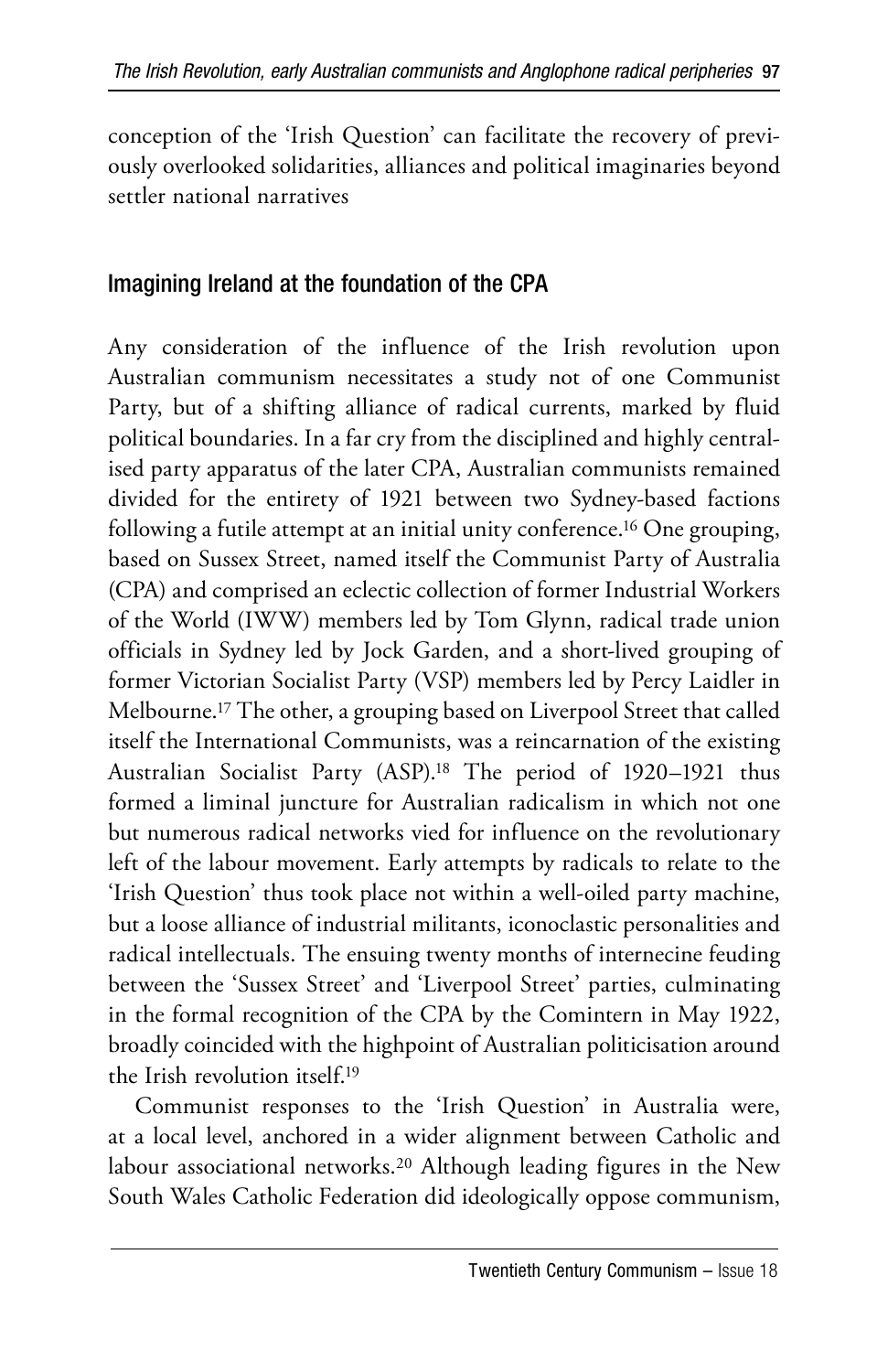conception of the 'Irish Question' can facilitate the recovery of previously overlooked solidarities, alliances and political imaginaries beyond settler national narratives

## Imagining Ireland at the foundation of the CPA

Any consideration of the influence of the Irish revolution upon Australian communism necessitates a study not of one Communist Party, but of a shifting alliance of radical currents, marked by fluid political boundaries. In a far cry from the disciplined and highly centralised party apparatus of the later CPA, Australian communists remained divided for the entirety of 1921 between two Sydney-based factions following a futile attempt at an initial unity conference.[16] One grouping, based on Sussex Street, named itself the Communist Party of Australia (CPA) and comprised an eclectic collection of former Industrial Workers of the World (IWW) members led by Tom Glynn, radical trade union officials in Sydney led by Jock Garden, and a short-lived grouping of former Victorian Socialist Party (VSP) members led by Percy Laidler in Melbourne.[17] The other, a grouping based on Liverpool Street that called itself the International Communists, was a reincarnation of the existing Australian Socialist Party (ASP).[18] The period of 1920–1921 thus formed a liminal juncture for Australian radicalism in which not one but numerous radical networks vied for influence on the revolutionary left of the labour movement. Early attempts by radicals to relate to the 'Irish Question' thus took place not within a well-oiled party machine, but a loose alliance of industrial militants, iconoclastic personalities and radical intellectuals. The ensuing twenty months of internecine feuding between the 'Sussex Street' and 'Liverpool Street' parties, culminating in the formal recognition of the CPA by the Comintern in May 1922, broadly coincided with the highpoint of Australian politicisation around the Irish revolution itself.[19]

Communist responses to the 'Irish Question' in Australia were, at a local level, anchored in a wider alignment between Catholic and labour associational networks.[20] Although leading figures in the New South Wales Catholic Federation did ideologically oppose communism,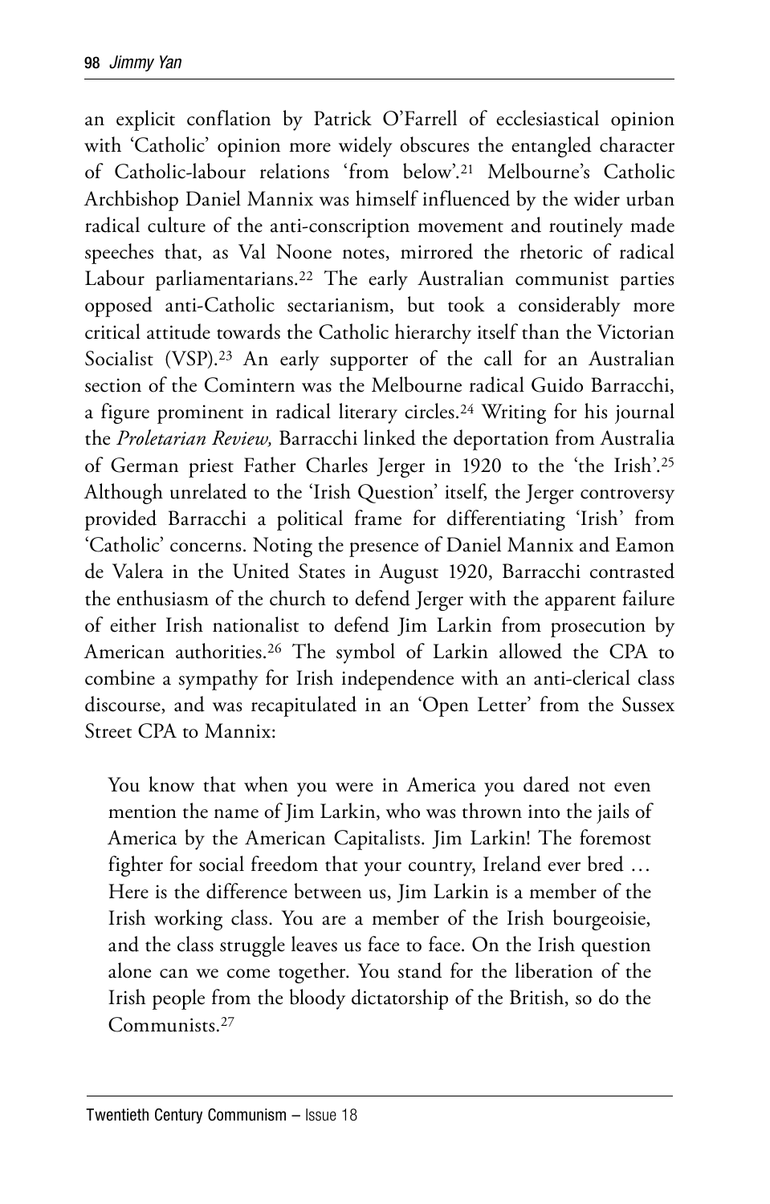an explicit conflation by Patrick O'Farrell of ecclesiastical opinion with 'Catholic' opinion more widely obscures the entangled character of Catholic-labour relations 'from below'.[21] Melbourne's Catholic Archbishop Daniel Mannix was himself influenced by the wider urban radical culture of the anti-conscription movement and routinely made speeches that, as Val Noone notes, mirrored the rhetoric of radical Labour parliamentarians.[22] The early Australian communist parties opposed anti-Catholic sectarianism, but took a considerably more critical attitude towards the Catholic hierarchy itself than the Victorian Socialist (VSP).[23] An early supporter of the call for an Australian section of the Comintern was the Melbourne radical Guido Barracchi, a figure prominent in radical literary circles.[24] Writing for his journal the *Proletarian Review,* Barracchi linked the deportation from Australia of German priest Father Charles Jerger in 1920 to the 'the Irish'.[25] Although unrelated to the 'Irish Question' itself, the Jerger controversy provided Barracchi a political frame for differentiating 'Irish' from 'Catholic' concerns. Noting the presence of Daniel Mannix and Eamon de Valera in the United States in August 1920, Barracchi contrasted the enthusiasm of the church to defend Jerger with the apparent failure of either Irish nationalist to defend Jim Larkin from prosecution by American authorities.[26] The symbol of Larkin allowed the CPA to combine a sympathy for Irish independence with an anti-clerical class discourse, and was recapitulated in an 'Open Letter' from the Sussex Street CPA to Mannix:

> You know that when you were in America you dared not even mention the name of Jim Larkin, who was thrown into the jails of America by the American Capitalists. Jim Larkin! The foremost fighter for social freedom that your country, Ireland ever bred … Here is the difference between us, Jim Larkin is a member of the Irish working class. You are a member of the Irish bourgeoisie, and the class struggle leaves us face to face. On the Irish question alone can we come together. You stand for the liberation of the Irish people from the bloody dictatorship of the British, so do the Communists.[27]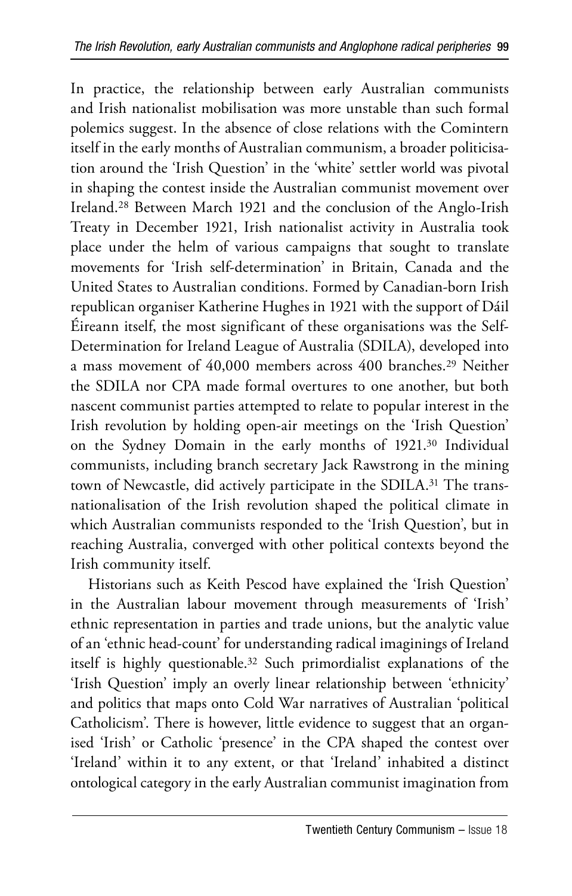In practice, the relationship between early Australian communists and Irish nationalist mobilisation was more unstable than such formal polemics suggest. In the absence of close relations with the Comintern itself in the early months of Australian communism, a broader politicisation around the 'Irish Question' in the 'white' settler world was pivotal in shaping the contest inside the Australian communist movement over Ireland.[28] Between March 1921 and the conclusion of the Anglo-Irish Treaty in December 1921, Irish nationalist activity in Australia took place under the helm of various campaigns that sought to translate movements for 'Irish self-determination' in Britain, Canada and the United States to Australian conditions. Formed by Canadian-born Irish republican organiser Katherine Hughes in 1921 with the support of Dáil Éireann itself, the most significant of these organisations was the Self-Determination for Ireland League of Australia (SDILA), developed into a mass movement of 40,000 members across 400 branches.[29] Neither the SDILA nor CPA made formal overtures to one another, but both nascent communist parties attempted to relate to popular interest in the Irish revolution by holding open-air meetings on the 'Irish Question' on the Sydney Domain in the early months of 1921.[30] Individual communists, including branch secretary Jack Rawstrong in the mining town of Newcastle, did actively participate in the SDILA.[31] The transnationalisation of the Irish revolution shaped the political climate in which Australian communists responded to the 'Irish Question', but in reaching Australia, converged with other political contexts beyond the Irish community itself.

Historians such as Keith Pescod have explained the 'Irish Question' in the Australian labour movement through measurements of 'Irish' ethnic representation in parties and trade unions, but the analytic value of an 'ethnic head-count' for understanding radical imaginings of Ireland itself is highly questionable.[32] Such primordialist explanations of the 'Irish Question' imply an overly linear relationship between 'ethnicity' and politics that maps onto Cold War narratives of Australian 'political Catholicism'. There is however, little evidence to suggest that an organised 'Irish' or Catholic 'presence' in the CPA shaped the contest over 'Ireland' within it to any extent, or that 'Ireland' inhabited a distinct ontological category in the early Australian communist imagination from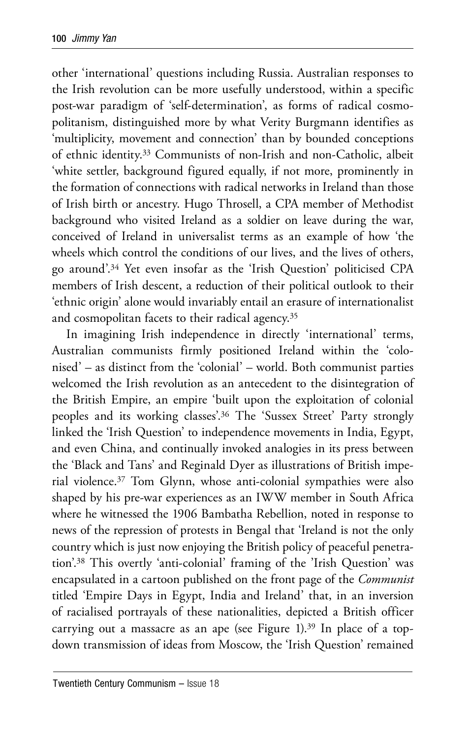other 'international' questions including Russia. Australian responses to the Irish revolution can be more usefully understood, within a specific post-war paradigm of 'self-determination', as forms of radical cosmopolitanism, distinguished more by what Verity Burgmann identifies as 'multiplicity, movement and connection' than by bounded conceptions of ethnic identity.[33] Communists of non-Irish and non-Catholic, albeit 'white settler, background figured equally, if not more, prominently in the formation of connections with radical networks in Ireland than those of Irish birth or ancestry. Hugo Throsell, a CPA member of Methodist background who visited Ireland as a soldier on leave during the war, conceived of Ireland in universalist terms as an example of how 'the wheels which control the conditions of our lives, and the lives of others, go around'.[34] Yet even insofar as the 'Irish Question' politicised CPA members of Irish descent, a reduction of their political outlook to their 'ethnic origin' alone would invariably entail an erasure of internationalist and cosmopolitan facets to their radical agency.[35]

In imagining Irish independence in directly 'international' terms, Australian communists firmly positioned Ireland within the 'colonised' – as distinct from the 'colonial' – world. Both communist parties welcomed the Irish revolution as an antecedent to the disintegration of the British Empire, an empire 'built upon the exploitation of colonial peoples and its working classes'.[36] The 'Sussex Street' Party strongly linked the 'Irish Question' to independence movements in India, Egypt, and even China, and continually invoked analogies in its press between the 'Black and Tans' and Reginald Dyer as illustrations of British imperial violence.[37] Tom Glynn, whose anti-colonial sympathies were also shaped by his pre-war experiences as an IWW member in South Africa where he witnessed the 1906 Bambatha Rebellion, noted in response to news of the repression of protests in Bengal that 'Ireland is not the only country which is just now enjoying the British policy of peaceful penetration'.[38] This overtly 'anti-colonial' framing of the 'Irish Question' was encapsulated in a cartoon published on the front page of the *Communist* titled 'Empire Days in Egypt, India and Ireland' that, in an inversion of racialised portrayals of these nationalities, depicted a British officer carrying out a massacre as an ape (see Figure 1).[39] In place of a top-down transmission of ideas from Moscow, the 'Irish Question' remained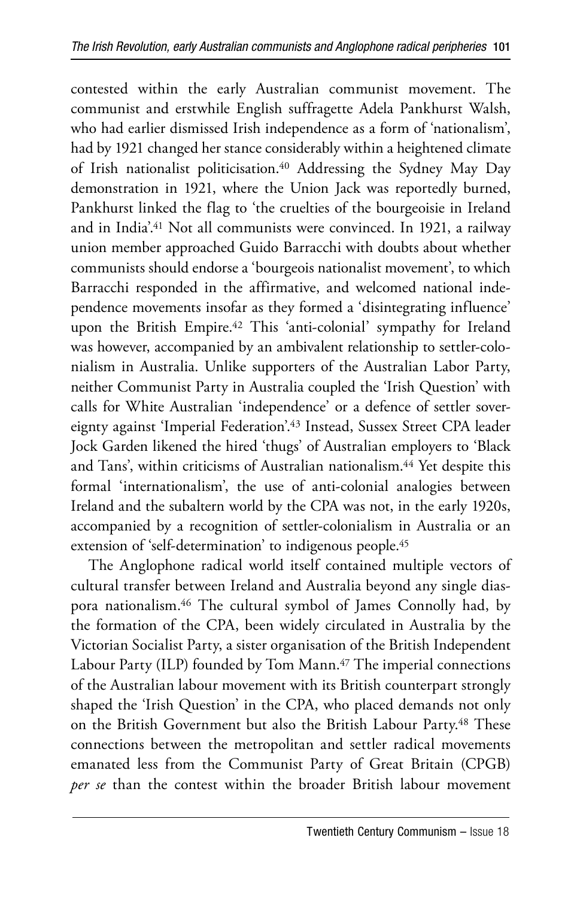contested within the early Australian communist movement. The communist and erstwhile English suffragette Adela Pankhurst Walsh, who had earlier dismissed Irish independence as a form of 'nationalism', had by 1921 changed her stance considerably within a heightened climate of Irish nationalist politicisation.[40] Addressing the Sydney May Day demonstration in 1921, where the Union Jack was reportedly burned, Pankhurst linked the flag to 'the cruelties of the bourgeoisie in Ireland and in India'.[41] Not all communists were convinced. In 1921, a railway union member approached Guido Barracchi with doubts about whether communists should endorse a 'bourgeois nationalist movement', to which Barracchi responded in the affirmative, and welcomed national independence movements insofar as they formed a 'disintegrating influence' upon the British Empire.[42] This 'anti-colonial' sympathy for Ireland was however, accompanied by an ambivalent relationship to settler-colonialism in Australia. Unlike supporters of the Australian Labor Party, neither Communist Party in Australia coupled the 'Irish Question' with calls for White Australian 'independence' or a defence of settler sovereignty against 'Imperial Federation'.[43] Instead, Sussex Street CPA leader Jock Garden likened the hired 'thugs' of Australian employers to 'Black and Tans', within criticisms of Australian nationalism.[44] Yet despite this formal 'internationalism', the use of anti-colonial analogies between Ireland and the subaltern world by the CPA was not, in the early 1920s, accompanied by a recognition of settler-colonialism in Australia or an extension of 'self-determination' to indigenous people.[45]

The Anglophone radical world itself contained multiple vectors of cultural transfer between Ireland and Australia beyond any single diaspora nationalism.[46] The cultural symbol of James Connolly had, by the formation of the CPA, been widely circulated in Australia by the Victorian Socialist Party, a sister organisation of the British Independent Labour Party (ILP) founded by Tom Mann.[47] The imperial connections of the Australian labour movement with its British counterpart strongly shaped the 'Irish Question' in the CPA, who placed demands not only on the British Government but also the British Labour Party.[48] These connections between the metropolitan and settler radical movements emanated less from the Communist Party of Great Britain (CPGB) *per se* than the contest within the broader British labour movement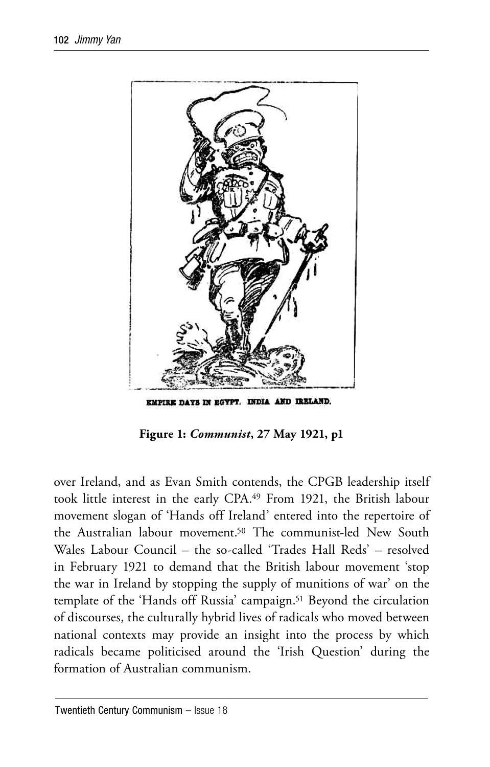EMPIRE DAYS IN EGYPT. INDIA AND IRELAND.

**Figure 1:** ***Communist*****, 27 May 1921, p1**

over Ireland, and as Evan Smith contends, the CPGB leadership itself took little interest in the early CPA.[49] From 1921, the British labour movement slogan of 'Hands off Ireland' entered into the repertoire of the Australian labour movement.[50] The communist-led New South Wales Labour Council – the so-called 'Trades Hall Reds' – resolved in February 1921 to demand that the British labour movement 'stop the war in Ireland by stopping the supply of munitions of war' on the template of the 'Hands off Russia' campaign.[51] Beyond the circulation of discourses, the culturally hybrid lives of radicals who moved between national contexts may provide an insight into the process by which radicals became politicised around the 'Irish Question' during the formation of Australian communism.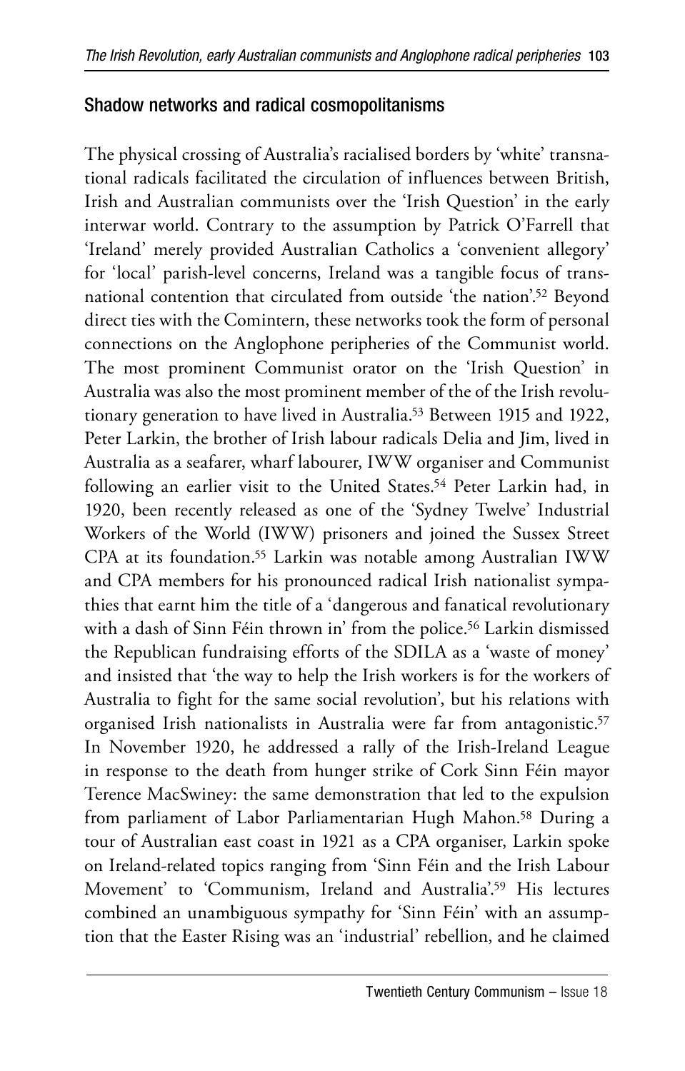## Shadow networks and radical cosmopolitanisms

The physical crossing of Australia's racialised borders by 'white' transnational radicals facilitated the circulation of influences between British, Irish and Australian communists over the 'Irish Question' in the early interwar world. Contrary to the assumption by Patrick O'Farrell that 'Ireland' merely provided Australian Catholics a 'convenient allegory' for 'local' parish-level concerns, Ireland was a tangible focus of transnational contention that circulated from outside 'the nation'.[52] Beyond direct ties with the Comintern, these networks took the form of personal connections on the Anglophone peripheries of the Communist world. The most prominent Communist orator on the 'Irish Question' in Australia was also the most prominent member of the of the Irish revolutionary generation to have lived in Australia.[53] Between 1915 and 1922, Peter Larkin, the brother of Irish labour radicals Delia and Jim, lived in Australia as a seafarer, wharf labourer, IWW organiser and Communist following an earlier visit to the United States.[54] Peter Larkin had, in 1920, been recently released as one of the 'Sydney Twelve' Industrial Workers of the World (IWW) prisoners and joined the Sussex Street CPA at its foundation.[55] Larkin was notable among Australian IWW and CPA members for his pronounced radical Irish nationalist sympathies that earnt him the title of a 'dangerous and fanatical revolutionary with a dash of Sinn Féin thrown in' from the police.[56] Larkin dismissed the Republican fundraising efforts of the SDILA as a 'waste of money' and insisted that 'the way to help the Irish workers is for the workers of Australia to fight for the same social revolution', but his relations with organised Irish nationalists in Australia were far from antagonistic.[57] In November 1920, he addressed a rally of the Irish-Ireland League in response to the death from hunger strike of Cork Sinn Féin mayor Terence MacSwiney: the same demonstration that led to the expulsion from parliament of Labor Parliamentarian Hugh Mahon.[58] During a tour of Australian east coast in 1921 as a CPA organiser, Larkin spoke on Ireland-related topics ranging from 'Sinn Féin and the Irish Labour Movement' to 'Communism, Ireland and Australia'.[59] His lectures combined an unambiguous sympathy for 'Sinn Féin' with an assumption that the Easter Rising was an 'industrial' rebellion, and he claimed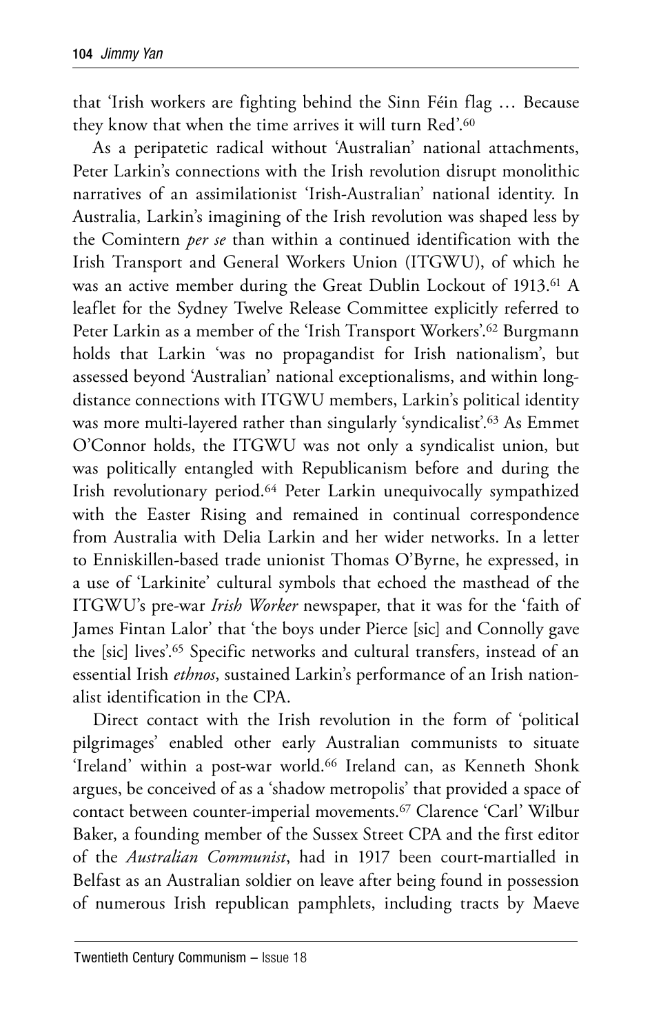that 'Irish workers are fighting behind the Sinn Féin flag … Because they know that when the time arrives it will turn Red'.[60]

As a peripatetic radical without 'Australian' national attachments, Peter Larkin's connections with the Irish revolution disrupt monolithic narratives of an assimilationist 'Irish-Australian' national identity. In Australia, Larkin's imagining of the Irish revolution was shaped less by the Comintern *per se* than within a continued identification with the Irish Transport and General Workers Union (ITGWU), of which he was an active member during the Great Dublin Lockout of 1913.[61] A leaflet for the Sydney Twelve Release Committee explicitly referred to Peter Larkin as a member of the 'Irish Transport Workers'.[62] Burgmann holds that Larkin 'was no propagandist for Irish nationalism', but assessed beyond 'Australian' national exceptionalisms, and within long-distance connections with ITGWU members, Larkin's political identity was more multi-layered rather than singularly 'syndicalist'.[63] As Emmet O'Connor holds, the ITGWU was not only a syndicalist union, but was politically entangled with Republicanism before and during the Irish revolutionary period.[64] Peter Larkin unequivocally sympathized with the Easter Rising and remained in continual correspondence from Australia with Delia Larkin and her wider networks. In a letter to Enniskillen-based trade unionist Thomas O'Byrne, he expressed, in a use of 'Larkinite' cultural symbols that echoed the masthead of the ITGWU's pre-war *Irish Worker* newspaper, that it was for the 'faith of James Fintan Lalor' that 'the boys under Pierce [sic] and Connolly gave the [sic] lives'.[65] Specific networks and cultural transfers, instead of an essential Irish *ethnos*, sustained Larkin's performance of an Irish nationalist identification in the CPA.

Direct contact with the Irish revolution in the form of 'political pilgrimages' enabled other early Australian communists to situate 'Ireland' within a post-war world.[66] Ireland can, as Kenneth Shonk argues, be conceived of as a 'shadow metropolis' that provided a space of contact between counter-imperial movements.[67] Clarence 'Carl' Wilbur Baker, a founding member of the Sussex Street CPA and the first editor of the *Australian Communist*, had in 1917 been court-martialled in Belfast as an Australian soldier on leave after being found in possession of numerous Irish republican pamphlets, including tracts by Maeve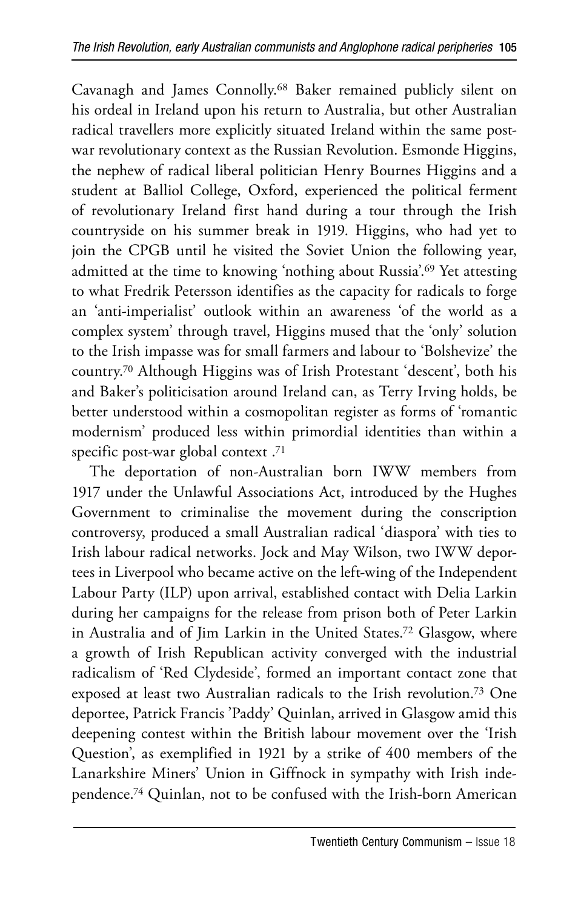Cavanagh and James Connolly.[68] Baker remained publicly silent on his ordeal in Ireland upon his return to Australia, but other Australian radical travellers more explicitly situated Ireland within the same post-war revolutionary context as the Russian Revolution. Esmonde Higgins, the nephew of radical liberal politician Henry Bournes Higgins and a student at Balliol College, Oxford, experienced the political ferment of revolutionary Ireland first hand during a tour through the Irish countryside on his summer break in 1919. Higgins, who had yet to join the CPGB until he visited the Soviet Union the following year, admitted at the time to knowing 'nothing about Russia'.[69] Yet attesting to what Fredrik Petersson identifies as the capacity for radicals to forge an 'anti-imperialist' outlook within an awareness 'of the world as a complex system' through travel, Higgins mused that the 'only' solution to the Irish impasse was for small farmers and labour to 'Bolshevize' the country.[70] Although Higgins was of Irish Protestant 'descent', both his and Baker's politicisation around Ireland can, as Terry Irving holds, be better understood within a cosmopolitan register as forms of 'romantic modernism' produced less within primordial identities than within a specific post-war global context .[71]

The deportation of non-Australian born IWW members from 1917 under the Unlawful Associations Act, introduced by the Hughes Government to criminalise the movement during the conscription controversy, produced a small Australian radical 'diaspora' with ties to Irish labour radical networks. Jock and May Wilson, two IWW deportees in Liverpool who became active on the left-wing of the Independent Labour Party (ILP) upon arrival, established contact with Delia Larkin during her campaigns for the release from prison both of Peter Larkin in Australia and of Jim Larkin in the United States.[72] Glasgow, where a growth of Irish Republican activity converged with the industrial radicalism of 'Red Clydeside', formed an important contact zone that exposed at least two Australian radicals to the Irish revolution.[73] One deportee, Patrick Francis 'Paddy' Quinlan, arrived in Glasgow amid this deepening contest within the British labour movement over the 'Irish Question', as exemplified in 1921 by a strike of 400 members of the Lanarkshire Miners' Union in Giffnock in sympathy with Irish independence.[74] Quinlan, not to be confused with the Irish-born American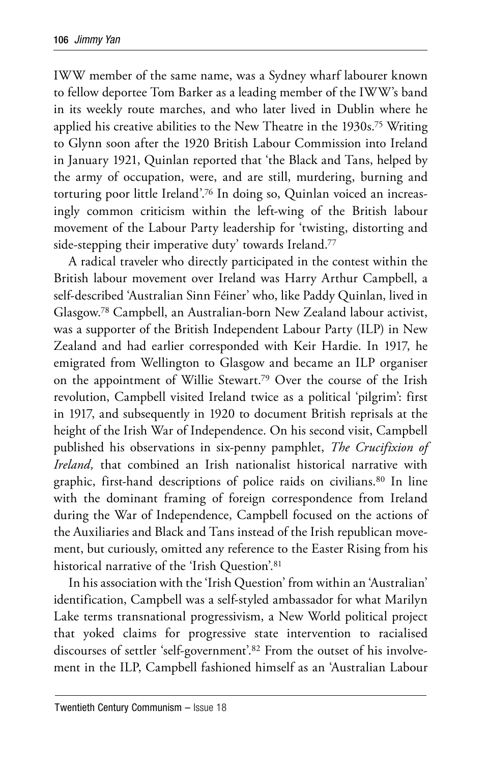IWW member of the same name, was a Sydney wharf labourer known to fellow deportee Tom Barker as a leading member of the IWW's band in its weekly route marches, and who later lived in Dublin where he applied his creative abilities to the New Theatre in the 1930s.[75] Writing to Glynn soon after the 1920 British Labour Commission into Ireland in January 1921, Quinlan reported that 'the Black and Tans, helped by the army of occupation, were, and are still, murdering, burning and torturing poor little Ireland'.[76] In doing so, Quinlan voiced an increasingly common criticism within the left-wing of the British labour movement of the Labour Party leadership for 'twisting, distorting and side-stepping their imperative duty' towards Ireland.[77]

A radical traveler who directly participated in the contest within the British labour movement over Ireland was Harry Arthur Campbell, a self-described 'Australian Sinn Féiner' who, like Paddy Quinlan, lived in Glasgow.[78] Campbell, an Australian-born New Zealand labour activist, was a supporter of the British Independent Labour Party (ILP) in New Zealand and had earlier corresponded with Keir Hardie. In 1917, he emigrated from Wellington to Glasgow and became an ILP organiser on the appointment of Willie Stewart.[79] Over the course of the Irish revolution, Campbell visited Ireland twice as a political 'pilgrim': first in 1917, and subsequently in 1920 to document British reprisals at the height of the Irish War of Independence. On his second visit, Campbell published his observations in six-penny pamphlet, *The Crucifixion of Ireland,* that combined an Irish nationalist historical narrative with graphic, first-hand descriptions of police raids on civilians.[80] In line with the dominant framing of foreign correspondence from Ireland during the War of Independence, Campbell focused on the actions of the Auxiliaries and Black and Tans instead of the Irish republican movement, but curiously, omitted any reference to the Easter Rising from his historical narrative of the 'Irish Question'.[81]

In his association with the 'Irish Question' from within an 'Australian' identification, Campbell was a self-styled ambassador for what Marilyn Lake terms transnational progressivism, a New World political project that yoked claims for progressive state intervention to racialised discourses of settler 'self-government'.[82] From the outset of his involvement in the ILP, Campbell fashioned himself as an 'Australian Labour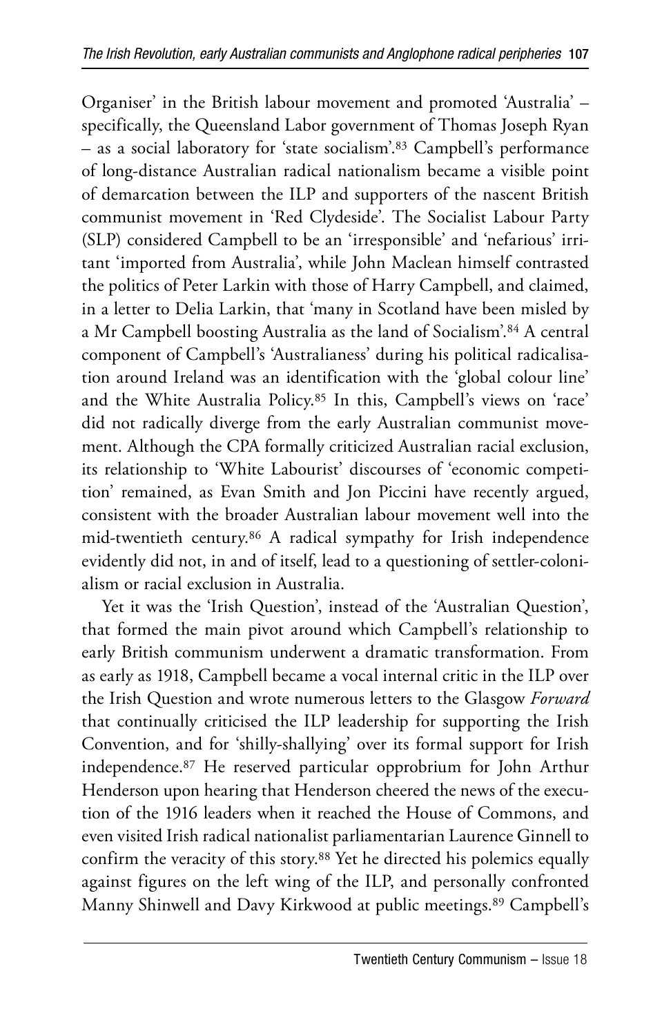Organiser' in the British labour movement and promoted 'Australia' – specifically, the Queensland Labor government of Thomas Joseph Ryan – as a social laboratory for 'state socialism'.[83] Campbell's performance of long-distance Australian radical nationalism became a visible point of demarcation between the ILP and supporters of the nascent British communist movement in 'Red Clydeside'. The Socialist Labour Party (SLP) considered Campbell to be an 'irresponsible' and 'nefarious' irritant 'imported from Australia', while John Maclean himself contrasted the politics of Peter Larkin with those of Harry Campbell, and claimed, in a letter to Delia Larkin, that 'many in Scotland have been misled by a Mr Campbell boosting Australia as the land of Socialism'.[84] A central component of Campbell's 'Australianess' during his political radicalisation around Ireland was an identification with the 'global colour line' and the White Australia Policy.[85] In this, Campbell's views on 'race' did not radically diverge from the early Australian communist movement. Although the CPA formally criticized Australian racial exclusion, its relationship to 'White Labourist' discourses of 'economic competition' remained, as Evan Smith and Jon Piccini have recently argued, consistent with the broader Australian labour movement well into the mid-twentieth century.[86] A radical sympathy for Irish independence evidently did not, in and of itself, lead to a questioning of settler-colonialism or racial exclusion in Australia.

Yet it was the 'Irish Question', instead of the 'Australian Question', that formed the main pivot around which Campbell's relationship to early British communism underwent a dramatic transformation. From as early as 1918, Campbell became a vocal internal critic in the ILP over the Irish Question and wrote numerous letters to the Glasgow *Forward* that continually criticised the ILP leadership for supporting the Irish Convention, and for 'shilly-shallying' over its formal support for Irish independence.[87] He reserved particular opprobrium for John Arthur Henderson upon hearing that Henderson cheered the news of the execution of the 1916 leaders when it reached the House of Commons, and even visited Irish radical nationalist parliamentarian Laurence Ginnell to confirm the veracity of this story.[88] Yet he directed his polemics equally against figures on the left wing of the ILP, and personally confronted Manny Shinwell and Davy Kirkwood at public meetings.[89] Campbell's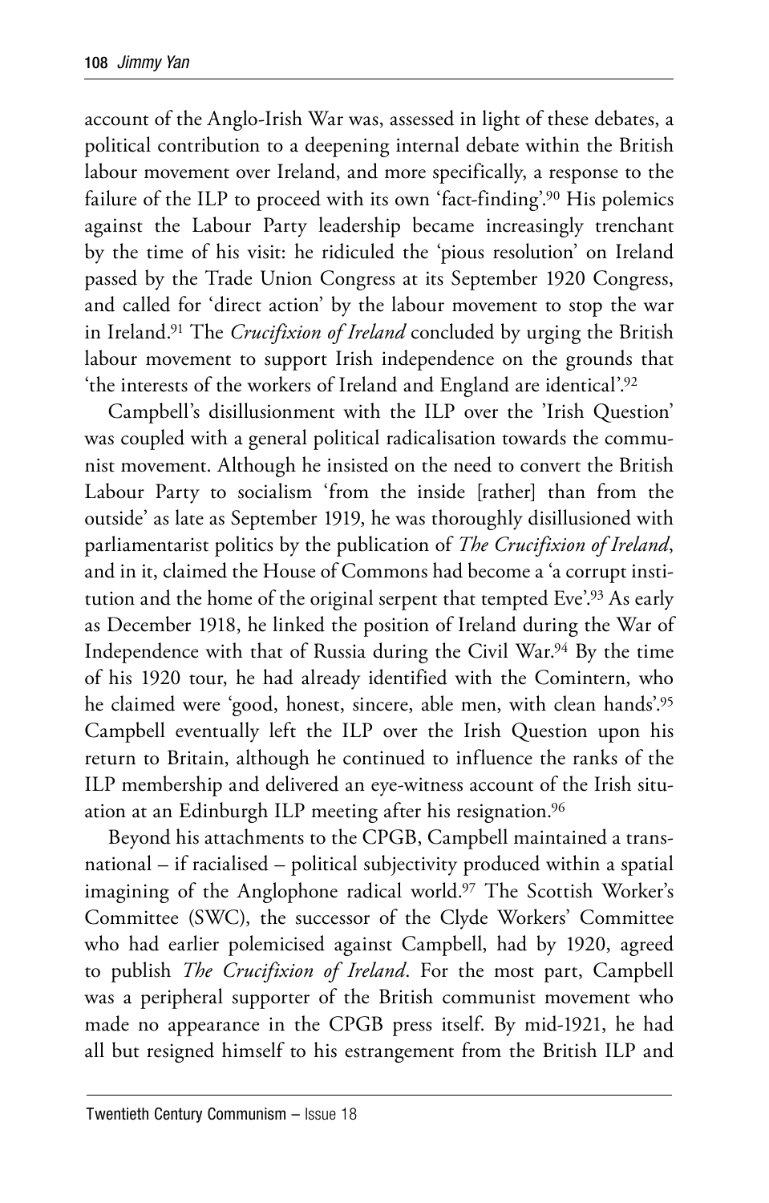account of the Anglo-Irish War was, assessed in light of these debates, a political contribution to a deepening internal debate within the British labour movement over Ireland, and more specifically, a response to the failure of the ILP to proceed with its own 'fact-finding'.[90] His polemics against the Labour Party leadership became increasingly trenchant by the time of his visit: he ridiculed the 'pious resolution' on Ireland passed by the Trade Union Congress at its September 1920 Congress, and called for 'direct action' by the labour movement to stop the war in Ireland.[91] The *Crucifixion of Ireland* concluded by urging the British labour movement to support Irish independence on the grounds that 'the interests of the workers of Ireland and England are identical'.[92]

Campbell's disillusionment with the ILP over the 'Irish Question' was coupled with a general political radicalisation towards the communist movement. Although he insisted on the need to convert the British Labour Party to socialism 'from the inside [rather] than from the outside' as late as September 1919, he was thoroughly disillusioned with parliamentarist politics by the publication of *The Crucifixion of Ireland*, and in it, claimed the House of Commons had become a 'a corrupt institution and the home of the original serpent that tempted Eve'.[93] As early as December 1918, he linked the position of Ireland during the War of Independence with that of Russia during the Civil War.[94] By the time of his 1920 tour, he had already identified with the Comintern, who he claimed were 'good, honest, sincere, able men, with clean hands'.[95] Campbell eventually left the ILP over the Irish Question upon his return to Britain, although he continued to influence the ranks of the ILP membership and delivered an eye-witness account of the Irish situation at an Edinburgh ILP meeting after his resignation.[96]

Beyond his attachments to the CPGB, Campbell maintained a transnational – if racialised – political subjectivity produced within a spatial imagining of the Anglophone radical world.[97] The Scottish Worker's Committee (SWC), the successor of the Clyde Workers' Committee who had earlier polemicised against Campbell, had by 1920, agreed to publish *The Crucifixion of Ireland*. For the most part, Campbell was a peripheral supporter of the British communist movement who made no appearance in the CPGB press itself. By mid-1921, he had all but resigned himself to his estrangement from the British ILP and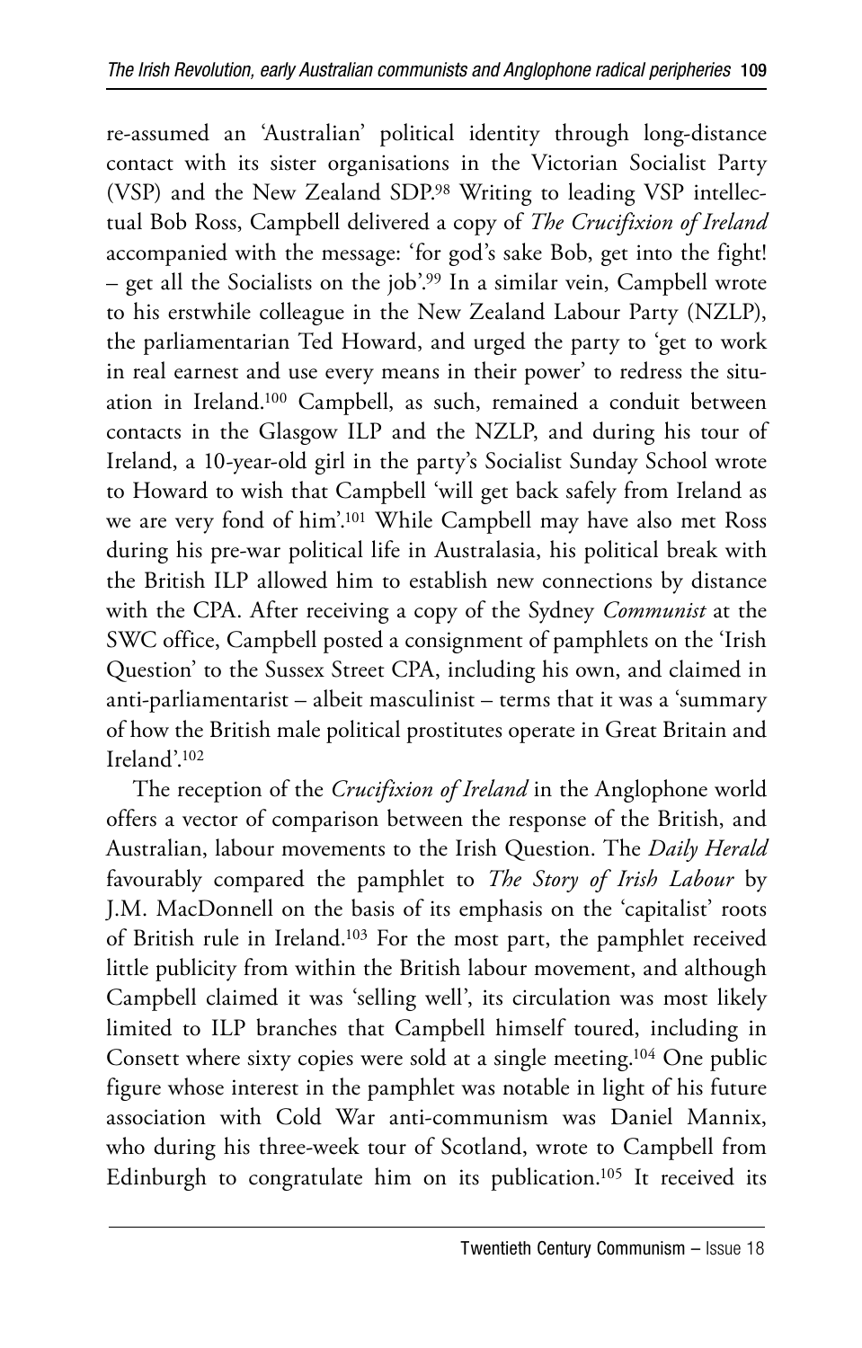re-assumed an 'Australian' political identity through long-distance contact with its sister organisations in the Victorian Socialist Party (VSP) and the New Zealand SDP.[98] Writing to leading VSP intellectual Bob Ross, Campbell delivered a copy of *The Crucifixion of Ireland* accompanied with the message: 'for god's sake Bob, get into the fight! – get all the Socialists on the job'.[99] In a similar vein, Campbell wrote to his erstwhile colleague in the New Zealand Labour Party (NZLP), the parliamentarian Ted Howard, and urged the party to 'get to work in real earnest and use every means in their power' to redress the situation in Ireland.[100] Campbell, as such, remained a conduit between contacts in the Glasgow ILP and the NZLP, and during his tour of Ireland, a 10-year-old girl in the party's Socialist Sunday School wrote to Howard to wish that Campbell 'will get back safely from Ireland as we are very fond of him'.[101] While Campbell may have also met Ross during his pre-war political life in Australasia, his political break with the British ILP allowed him to establish new connections by distance with the CPA. After receiving a copy of the Sydney *Communist* at the SWC office, Campbell posted a consignment of pamphlets on the 'Irish Question' to the Sussex Street CPA, including his own, and claimed in anti-parliamentarist – albeit masculinist – terms that it was a 'summary of how the British male political prostitutes operate in Great Britain and Ireland'.[102]

The reception of the *Crucifixion of Ireland* in the Anglophone world offers a vector of comparison between the response of the British, and Australian, labour movements to the Irish Question. The *Daily Herald* favourably compared the pamphlet to *The Story of Irish Labour* by J.M. MacDonnell on the basis of its emphasis on the 'capitalist' roots of British rule in Ireland.[103] For the most part, the pamphlet received little publicity from within the British labour movement, and although Campbell claimed it was 'selling well', its circulation was most likely limited to ILP branches that Campbell himself toured, including in Consett where sixty copies were sold at a single meeting.[104] One public figure whose interest in the pamphlet was notable in light of his future association with Cold War anti-communism was Daniel Mannix, who during his three-week tour of Scotland, wrote to Campbell from Edinburgh to congratulate him on its publication.[105] It received its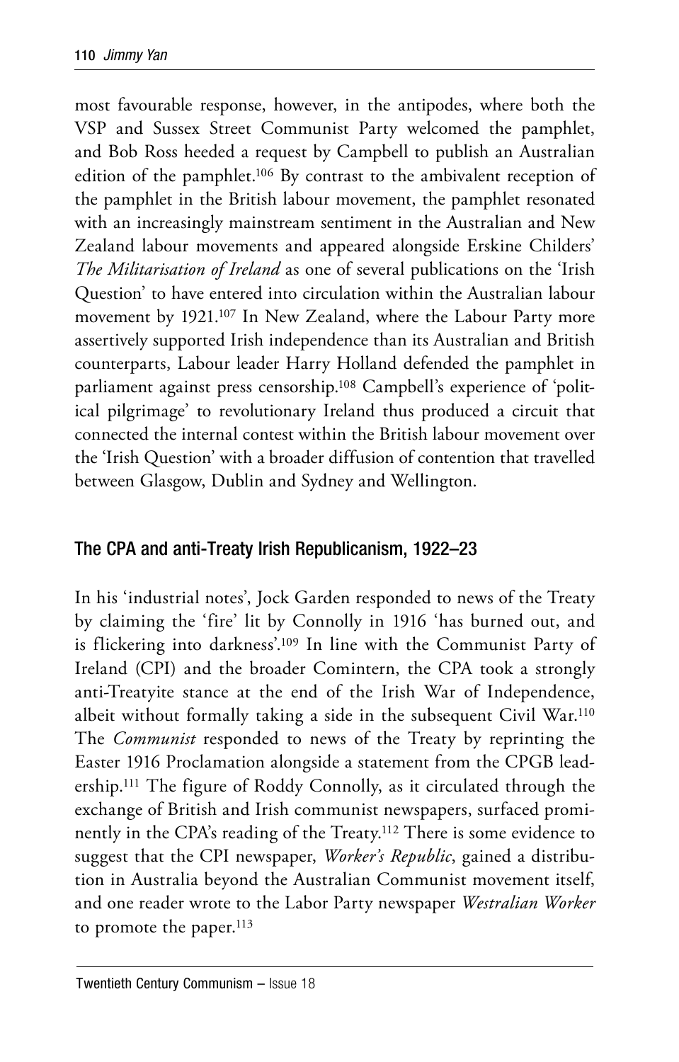most favourable response, however, in the antipodes, where both the VSP and Sussex Street Communist Party welcomed the pamphlet, and Bob Ross heeded a request by Campbell to publish an Australian edition of the pamphlet.[106] By contrast to the ambivalent reception of the pamphlet in the British labour movement, the pamphlet resonated with an increasingly mainstream sentiment in the Australian and New Zealand labour movements and appeared alongside Erskine Childers' *The Militarisation of Ireland* as one of several publications on the 'Irish Question' to have entered into circulation within the Australian labour movement by 1921.[107] In New Zealand, where the Labour Party more assertively supported Irish independence than its Australian and British counterparts, Labour leader Harry Holland defended the pamphlet in parliament against press censorship.[108] Campbell's experience of 'political pilgrimage' to revolutionary Ireland thus produced a circuit that connected the internal contest within the British labour movement over the 'Irish Question' with a broader diffusion of contention that travelled between Glasgow, Dublin and Sydney and Wellington.

## The CPA and anti-Treaty Irish Republicanism, 1922–23

In his 'industrial notes', Jock Garden responded to news of the Treaty by claiming the 'fire' lit by Connolly in 1916 'has burned out, and is flickering into darkness'.[109] In line with the Communist Party of Ireland (CPI) and the broader Comintern, the CPA took a strongly anti-Treatyite stance at the end of the Irish War of Independence, albeit without formally taking a side in the subsequent Civil War.[110] The *Communist* responded to news of the Treaty by reprinting the Easter 1916 Proclamation alongside a statement from the CPGB leadership.[111] The figure of Roddy Connolly, as it circulated through the exchange of British and Irish communist newspapers, surfaced prominently in the CPA's reading of the Treaty.[112] There is some evidence to suggest that the CPI newspaper, *Worker's Republic*, gained a distribution in Australia beyond the Australian Communist movement itself, and one reader wrote to the Labor Party newspaper *Westralian Worker* to promote the paper.[113]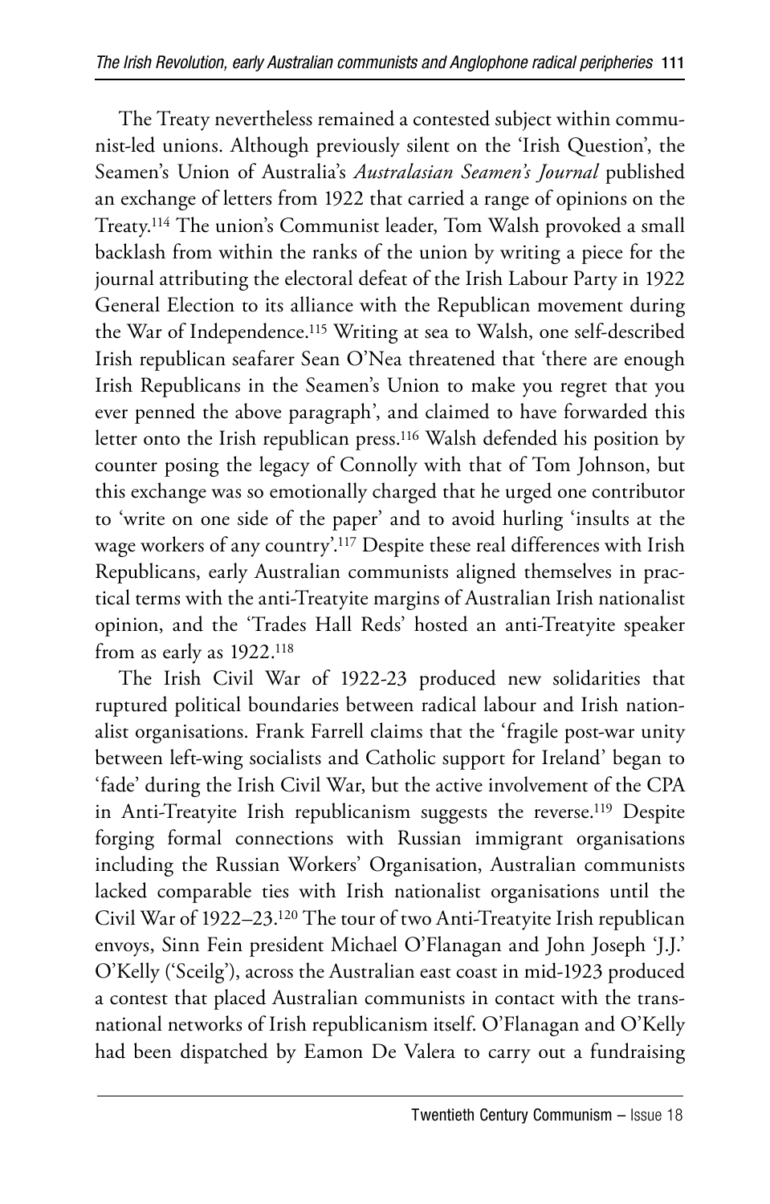The Treaty nevertheless remained a contested subject within communist-led unions. Although previously silent on the 'Irish Question', the Seamen's Union of Australia's *Australasian Seamen's Journal* published an exchange of letters from 1922 that carried a range of opinions on the Treaty.[114] The union's Communist leader, Tom Walsh provoked a small backlash from within the ranks of the union by writing a piece for the journal attributing the electoral defeat of the Irish Labour Party in 1922 General Election to its alliance with the Republican movement during the War of Independence.[115] Writing at sea to Walsh, one self-described Irish republican seafarer Sean O'Nea threatened that 'there are enough Irish Republicans in the Seamen's Union to make you regret that you ever penned the above paragraph', and claimed to have forwarded this letter onto the Irish republican press.[116] Walsh defended his position by counter posing the legacy of Connolly with that of Tom Johnson, but this exchange was so emotionally charged that he urged one contributor to 'write on one side of the paper' and to avoid hurling 'insults at the wage workers of any country'.[117] Despite these real differences with Irish Republicans, early Australian communists aligned themselves in practical terms with the anti-Treatyite margins of Australian Irish nationalist opinion, and the 'Trades Hall Reds' hosted an anti-Treatyite speaker from as early as 1922.[118]

The Irish Civil War of 1922-23 produced new solidarities that ruptured political boundaries between radical labour and Irish nationalist organisations. Frank Farrell claims that the 'fragile post-war unity between left-wing socialists and Catholic support for Ireland' began to 'fade' during the Irish Civil War, but the active involvement of the CPA in Anti-Treatyite Irish republicanism suggests the reverse.[119] Despite forging formal connections with Russian immigrant organisations including the Russian Workers' Organisation, Australian communists lacked comparable ties with Irish nationalist organisations until the Civil War of 1922–23.[120] The tour of two Anti-Treatyite Irish republican envoys, Sinn Fein president Michael O'Flanagan and John Joseph 'J.J.' O'Kelly ('Sceilg'), across the Australian east coast in mid-1923 produced a contest that placed Australian communists in contact with the transnational networks of Irish republicanism itself. O'Flanagan and O'Kelly had been dispatched by Eamon De Valera to carry out a fundraising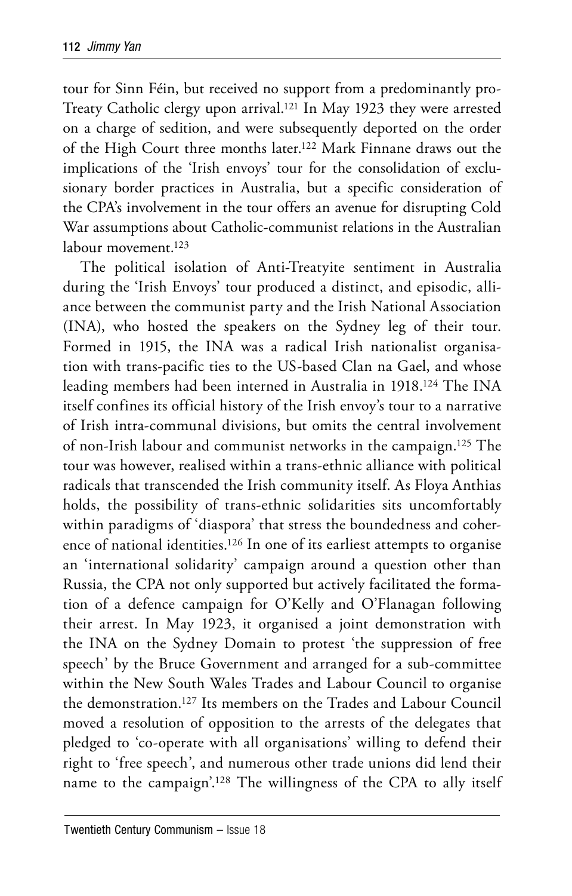tour for Sinn Féin, but received no support from a predominantly pro-Treaty Catholic clergy upon arrival.[121] In May 1923 they were arrested on a charge of sedition, and were subsequently deported on the order of the High Court three months later.[122] Mark Finnane draws out the implications of the 'Irish envoys' tour for the consolidation of exclusionary border practices in Australia, but a specific consideration of the CPA's involvement in the tour offers an avenue for disrupting Cold War assumptions about Catholic-communist relations in the Australian labour movement.[123]

The political isolation of Anti-Treatyite sentiment in Australia during the 'Irish Envoys' tour produced a distinct, and episodic, alliance between the communist party and the Irish National Association (INA), who hosted the speakers on the Sydney leg of their tour. Formed in 1915, the INA was a radical Irish nationalist organisation with trans-pacific ties to the US-based Clan na Gael, and whose leading members had been interned in Australia in 1918.[124] The INA itself confines its official history of the Irish envoy's tour to a narrative of Irish intra-communal divisions, but omits the central involvement of non-Irish labour and communist networks in the campaign.[125] The tour was however, realised within a trans-ethnic alliance with political radicals that transcended the Irish community itself. As Floya Anthias holds, the possibility of trans-ethnic solidarities sits uncomfortably within paradigms of 'diaspora' that stress the boundedness and coherence of national identities.[126] In one of its earliest attempts to organise an 'international solidarity' campaign around a question other than Russia, the CPA not only supported but actively facilitated the formation of a defence campaign for O'Kelly and O'Flanagan following their arrest. In May 1923, it organised a joint demonstration with the INA on the Sydney Domain to protest 'the suppression of free speech' by the Bruce Government and arranged for a sub-committee within the New South Wales Trades and Labour Council to organise the demonstration.[127] Its members on the Trades and Labour Council moved a resolution of opposition to the arrests of the delegates that pledged to 'co-operate with all organisations' willing to defend their right to 'free speech', and numerous other trade unions did lend their name to the campaign'.[128] The willingness of the CPA to ally itself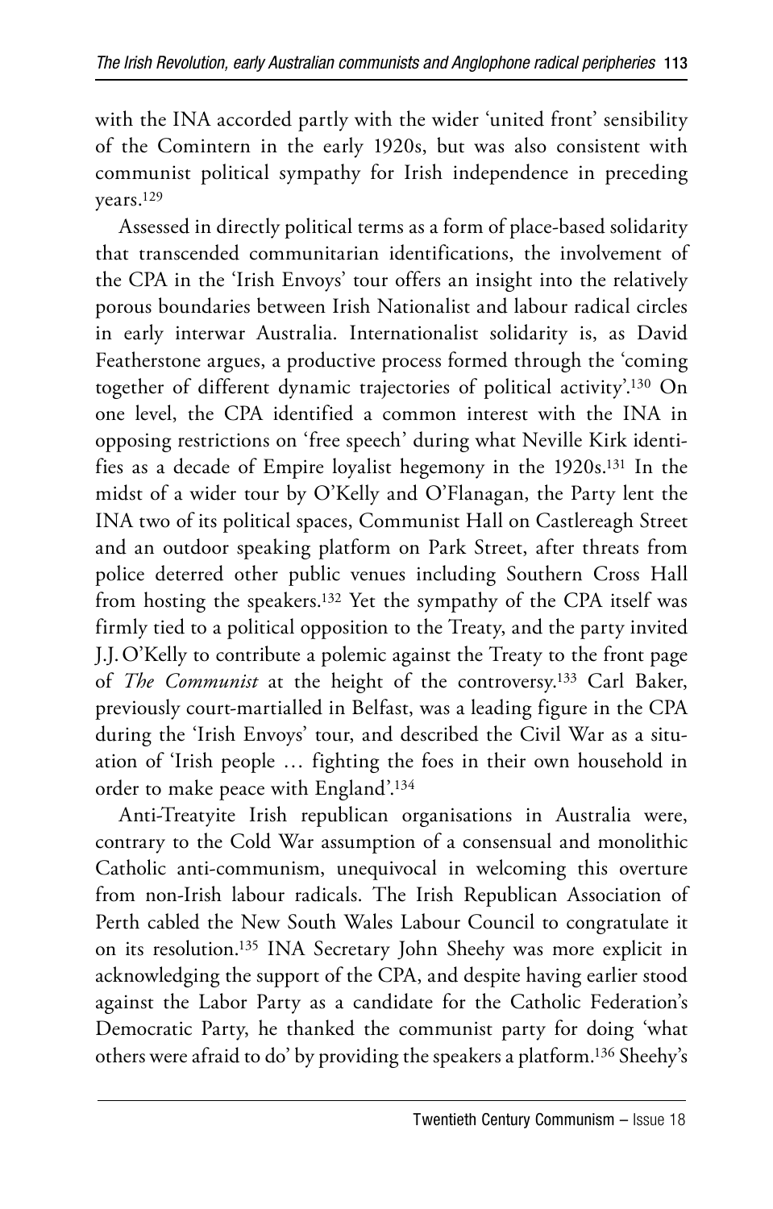with the INA accorded partly with the wider 'united front' sensibility of the Comintern in the early 1920s, but was also consistent with communist political sympathy for Irish independence in preceding years.[129]

Assessed in directly political terms as a form of place-based solidarity that transcended communitarian identifications, the involvement of the CPA in the 'Irish Envoys' tour offers an insight into the relatively porous boundaries between Irish Nationalist and labour radical circles in early interwar Australia. Internationalist solidarity is, as David Featherstone argues, a productive process formed through the 'coming together of different dynamic trajectories of political activity'.[130] On one level, the CPA identified a common interest with the INA in opposing restrictions on 'free speech' during what Neville Kirk identifies as a decade of Empire loyalist hegemony in the 1920s.[131] In the midst of a wider tour by O'Kelly and O'Flanagan, the Party lent the INA two of its political spaces, Communist Hall on Castlereagh Street and an outdoor speaking platform on Park Street, after threats from police deterred other public venues including Southern Cross Hall from hosting the speakers.[132] Yet the sympathy of the CPA itself was firmly tied to a political opposition to the Treaty, and the party invited J.J. O'Kelly to contribute a polemic against the Treaty to the front page of *The Communist* at the height of the controversy.[133] Carl Baker, previously court-martialled in Belfast, was a leading figure in the CPA during the 'Irish Envoys' tour, and described the Civil War as a situation of 'Irish people … fighting the foes in their own household in order to make peace with England'.[134]

Anti-Treatyite Irish republican organisations in Australia were, contrary to the Cold War assumption of a consensual and monolithic Catholic anti-communism, unequivocal in welcoming this overture from non-Irish labour radicals. The Irish Republican Association of Perth cabled the New South Wales Labour Council to congratulate it on its resolution.[135] INA Secretary John Sheehy was more explicit in acknowledging the support of the CPA, and despite having earlier stood against the Labor Party as a candidate for the Catholic Federation's Democratic Party, he thanked the communist party for doing 'what others were afraid to do' by providing the speakers a platform.[136] Sheehy's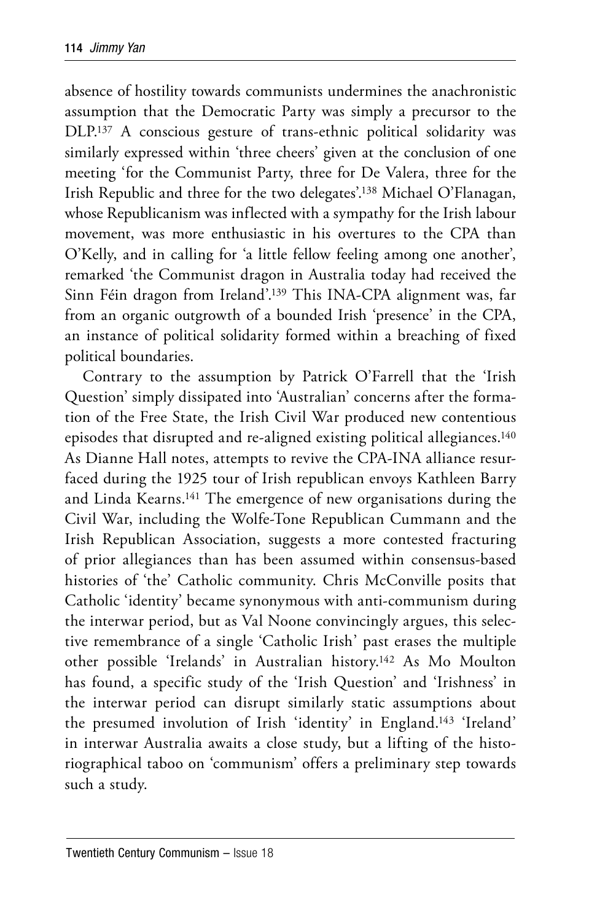absence of hostility towards communists undermines the anachronistic assumption that the Democratic Party was simply a precursor to the DLP.[137] A conscious gesture of trans-ethnic political solidarity was similarly expressed within 'three cheers' given at the conclusion of one meeting 'for the Communist Party, three for De Valera, three for the Irish Republic and three for the two delegates'.[138] Michael O'Flanagan, whose Republicanism was inflected with a sympathy for the Irish labour movement, was more enthusiastic in his overtures to the CPA than O'Kelly, and in calling for 'a little fellow feeling among one another', remarked 'the Communist dragon in Australia today had received the Sinn Féin dragon from Ireland'.[139] This INA-CPA alignment was, far from an organic outgrowth of a bounded Irish 'presence' in the CPA, an instance of political solidarity formed within a breaching of fixed political boundaries.

Contrary to the assumption by Patrick O'Farrell that the 'Irish Question' simply dissipated into 'Australian' concerns after the formation of the Free State, the Irish Civil War produced new contentious episodes that disrupted and re-aligned existing political allegiances.[140] As Dianne Hall notes, attempts to revive the CPA-INA alliance resurfaced during the 1925 tour of Irish republican envoys Kathleen Barry and Linda Kearns.[141] The emergence of new organisations during the Civil War, including the Wolfe-Tone Republican Cummann and the Irish Republican Association, suggests a more contested fracturing of prior allegiances than has been assumed within consensus-based histories of 'the' Catholic community. Chris McConville posits that Catholic 'identity' became synonymous with anti-communism during the interwar period, but as Val Noone convincingly argues, this selective remembrance of a single 'Catholic Irish' past erases the multiple other possible 'Irelands' in Australian history.[142] As Mo Moulton has found, a specific study of the 'Irish Question' and 'Irishness' in the interwar period can disrupt similarly static assumptions about the presumed involution of Irish 'identity' in England.[143] 'Ireland' in interwar Australia awaits a close study, but a lifting of the historiographical taboo on 'communism' offers a preliminary step towards such a study.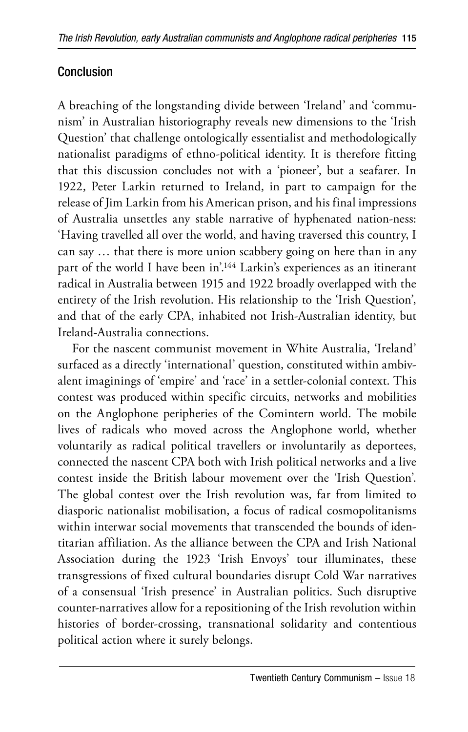## Conclusion

A breaching of the longstanding divide between 'Ireland' and 'communism' in Australian historiography reveals new dimensions to the 'Irish Question' that challenge ontologically essentialist and methodologically nationalist paradigms of ethno-political identity. It is therefore fitting that this discussion concludes not with a 'pioneer', but a seafarer. In 1922, Peter Larkin returned to Ireland, in part to campaign for the release of Jim Larkin from his American prison, and his final impressions of Australia unsettles any stable narrative of hyphenated nation-ness: 'Having travelled all over the world, and having traversed this country, I can say … that there is more union scabbery going on here than in any part of the world I have been in'.[144] Larkin's experiences as an itinerant radical in Australia between 1915 and 1922 broadly overlapped with the entirety of the Irish revolution. His relationship to the 'Irish Question', and that of the early CPA, inhabited not Irish-Australian identity, but Ireland-Australia connections.

For the nascent communist movement in White Australia, 'Ireland' surfaced as a directly 'international' question, constituted within ambivalent imaginings of 'empire' and 'race' in a settler-colonial context. This contest was produced within specific circuits, networks and mobilities on the Anglophone peripheries of the Comintern world. The mobile lives of radicals who moved across the Anglophone world, whether voluntarily as radical political travellers or involuntarily as deportees, connected the nascent CPA both with Irish political networks and a live contest inside the British labour movement over the 'Irish Question'. The global contest over the Irish revolution was, far from limited to diasporic nationalist mobilisation, a focus of radical cosmopolitanisms within interwar social movements that transcended the bounds of identitarian affiliation. As the alliance between the CPA and Irish National Association during the 1923 'Irish Envoys' tour illuminates, these transgressions of fixed cultural boundaries disrupt Cold War narratives of a consensual 'Irish presence' in Australian politics. Such disruptive counter-narratives allow for a repositioning of the Irish revolution within histories of border-crossing, transnational solidarity and contentious political action where it surely belongs.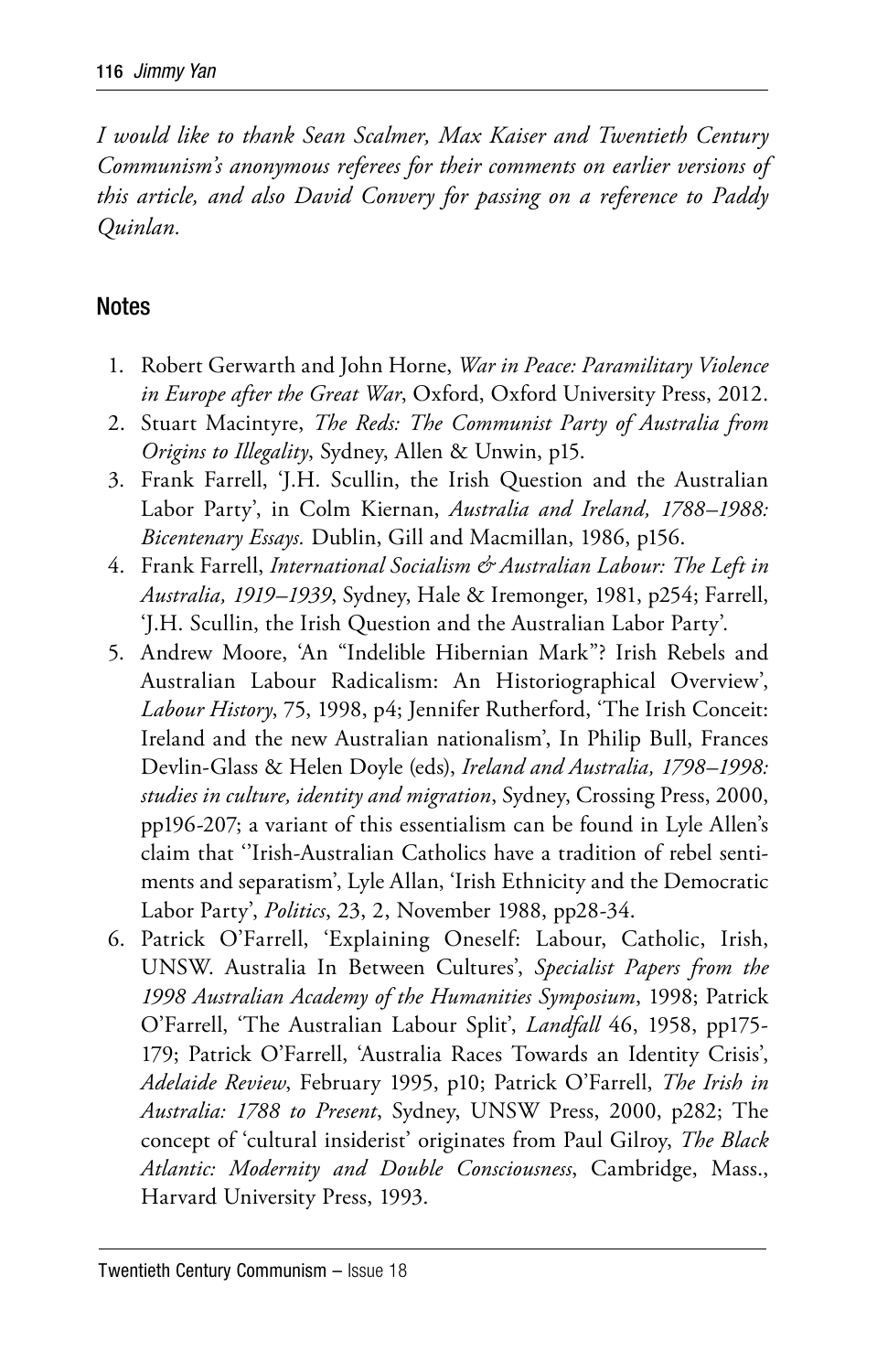*I would like to thank Sean Scalmer, Max Kaiser and Twentieth Century Communism's anonymous referees for their comments on earlier versions of this article, and also David Convery for passing on a reference to Paddy Quinlan.*

## Notes

1. Robert Gerwarth and John Horne, *War in Peace: Paramilitary Violence in Europe after the Great War*, Oxford, Oxford University Press, 2012.
2. Stuart Macintyre, *The Reds: The Communist Party of Australia from Origins to Illegality*, Sydney, Allen & Unwin, p15.
3. Frank Farrell, 'J.H. Scullin, the Irish Question and the Australian Labor Party', in Colm Kiernan, *Australia and Ireland, 1788–1988: Bicentenary Essays.* Dublin, Gill and Macmillan, 1986, p156.
4. Frank Farrell, *International Socialism & Australian Labour: The Left in Australia, 1919–1939*, Sydney, Hale & Iremonger, 1981, p254; Farrell, 'J.H. Scullin, the Irish Question and the Australian Labor Party'.
5. Andrew Moore, 'An "Indelible Hibernian Mark"? Irish Rebels and Australian Labour Radicalism: An Historiographical Overview', *Labour History*, 75, 1998, p4; Jennifer Rutherford, 'The Irish Conceit: Ireland and the new Australian nationalism', In Philip Bull, Frances Devlin-Glass & Helen Doyle (eds), *Ireland and Australia, 1798–1998: studies in culture, identity and migration*, Sydney, Crossing Press, 2000, pp196-207; a variant of this essentialism can be found in Lyle Allen's claim that ''Irish-Australian Catholics have a tradition of rebel sentiments and separatism', Lyle Allan, 'Irish Ethnicity and the Democratic Labor Party', *Politics*, 23, 2, November 1988, pp28-34.
6. Patrick O'Farrell, 'Explaining Oneself: Labour, Catholic, Irish, UNSW. Australia In Between Cultures', *Specialist Papers from the 1998 Australian Academy of the Humanities Symposium*, 1998; Patrick O'Farrell, 'The Australian Labour Split', *Landfall* 46, 1958, pp175-179; Patrick O'Farrell, 'Australia Races Towards an Identity Crisis', *Adelaide Review*, February 1995, p10; Patrick O'Farrell, *The Irish in Australia: 1788 to Present*, Sydney, UNSW Press, 2000, p282; The concept of 'cultural insiderist' originates from Paul Gilroy, *The Black Atlantic: Modernity and Double Consciousness*, Cambridge, Mass., Harvard University Press, 1993.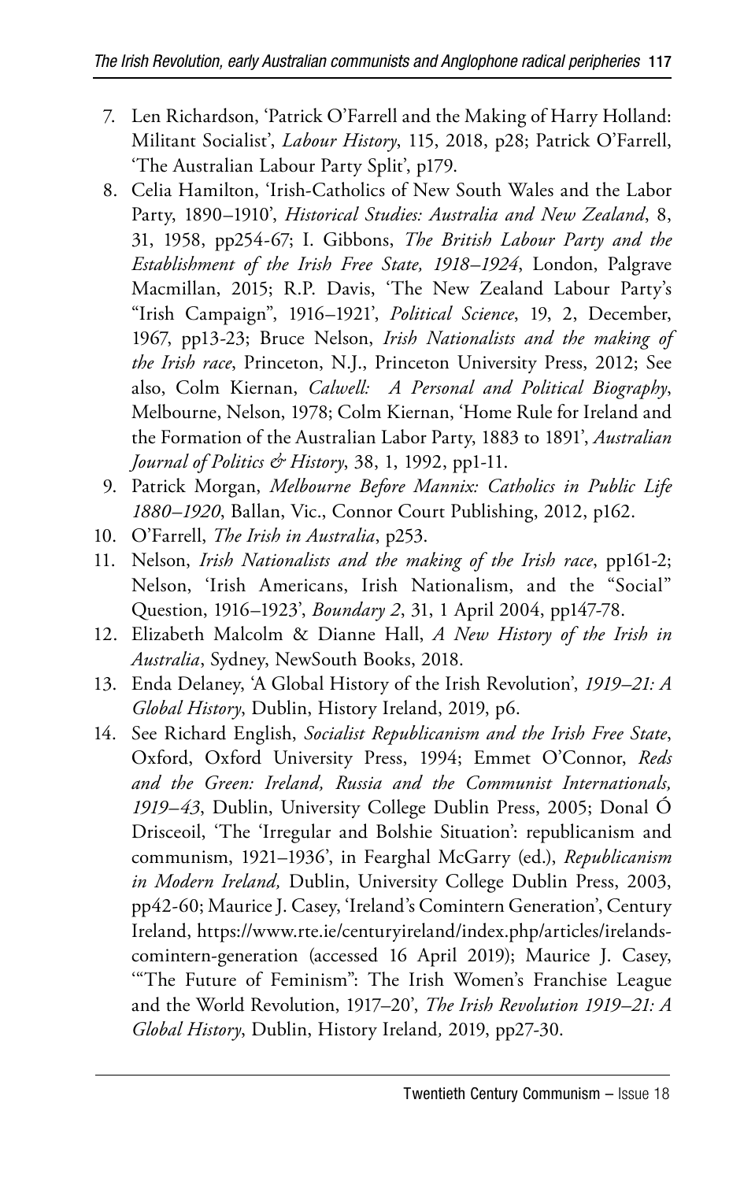7. Len Richardson, 'Patrick O'Farrell and the Making of Harry Holland: Militant Socialist', *Labour History*, 115, 2018, p28; Patrick O'Farrell, 'The Australian Labour Party Split', p179.
8. Celia Hamilton, 'Irish-Catholics of New South Wales and the Labor Party, 1890–1910', *Historical Studies: Australia and New Zealand*, 8, 31, 1958, pp254-67; I. Gibbons, *The British Labour Party and the Establishment of the Irish Free State, 1918–1924*, London, Palgrave Macmillan, 2015; R.P. Davis, 'The New Zealand Labour Party's "Irish Campaign", 1916–1921', *Political Science*, 19, 2, December, 1967, pp13-23; Bruce Nelson, *Irish Nationalists and the making of the Irish race*, Princeton, N.J., Princeton University Press, 2012; See also, Colm Kiernan, *Calwell: A Personal and Political Biography*, Melbourne, Nelson, 1978; Colm Kiernan, 'Home Rule for Ireland and the Formation of the Australian Labor Party, 1883 to 1891', *Australian Journal of Politics & History*, 38, 1, 1992, pp1-11.
9. Patrick Morgan, *Melbourne Before Mannix: Catholics in Public Life 1880–1920*, Ballan, Vic., Connor Court Publishing, 2012, p162.
10. O'Farrell, *The Irish in Australia*, p253.
11. Nelson, *Irish Nationalists and the making of the Irish race*, pp161-2; Nelson, 'Irish Americans, Irish Nationalism, and the "Social" Question, 1916–1923', *Boundary 2*, 31, 1 April 2004, pp147-78.
12. Elizabeth Malcolm & Dianne Hall, *A New History of the Irish in Australia*, Sydney, NewSouth Books, 2018.
13. Enda Delaney, 'A Global History of the Irish Revolution', *1919–21: A Global History*, Dublin, History Ireland, 2019, p6.
14. See Richard English, *Socialist Republicanism and the Irish Free State*, Oxford, Oxford University Press, 1994; Emmet O'Connor, *Reds and the Green: Ireland, Russia and the Communist Internationals, 1919–43*, Dublin, University College Dublin Press, 2005; Donal Ó Drisceoil, 'The 'Irregular and Bolshie Situation': republicanism and communism, 1921–1936', in Fearghal McGarry (ed.), *Republicanism in Modern Ireland,* Dublin, University College Dublin Press, 2003, pp42-60; Maurice J. Casey, 'Ireland's Comintern Generation', Century Ireland, https://www.rte.ie/centuryireland/index.php/articles/irelands-comintern-generation (accessed 16 April 2019); Maurice J. Casey, '"The Future of Feminism": The Irish Women's Franchise League and the World Revolution, 1917–20', *The Irish Revolution 1919–21: A Global History*, Dublin, History Ireland, 2019, pp27-30.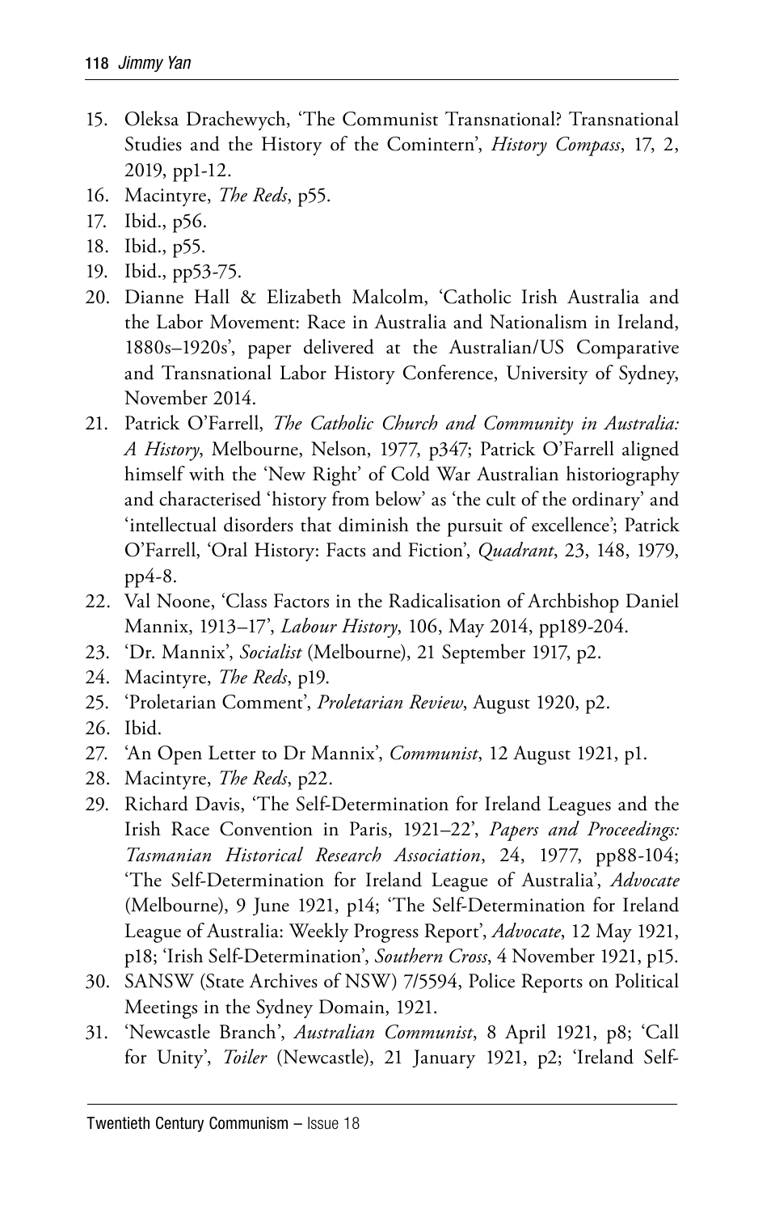15. Oleksa Drachewych, 'The Communist Transnational? Transnational Studies and the History of the Comintern', *History Compass*, 17, 2, 2019, pp1-12.
16. Macintyre, *The Reds*, p55.
17. Ibid., p56.
18. Ibid., p55.
19. Ibid., pp53-75.
20. Dianne Hall & Elizabeth Malcolm, 'Catholic Irish Australia and the Labor Movement: Race in Australia and Nationalism in Ireland, 1880s–1920s', paper delivered at the Australian/US Comparative and Transnational Labor History Conference, University of Sydney, November 2014.
21. Patrick O'Farrell, *The Catholic Church and Community in Australia: A History*, Melbourne, Nelson, 1977, p347; Patrick O'Farrell aligned himself with the 'New Right' of Cold War Australian historiography and characterised 'history from below' as 'the cult of the ordinary' and 'intellectual disorders that diminish the pursuit of excellence'; Patrick O'Farrell, 'Oral History: Facts and Fiction', *Quadrant*, 23, 148, 1979, pp4-8.
22. Val Noone, 'Class Factors in the Radicalisation of Archbishop Daniel Mannix, 1913–17', *Labour History*, 106, May 2014, pp189-204.
23. 'Dr. Mannix', *Socialist* (Melbourne), 21 September 1917, p2.
24. Macintyre, *The Reds*, p19.
25. 'Proletarian Comment', *Proletarian Review*, August 1920, p2.
26. Ibid.
27. 'An Open Letter to Dr Mannix', *Communist*, 12 August 1921, p1.
28. Macintyre, *The Reds*, p22.
29. Richard Davis, 'The Self-Determination for Ireland Leagues and the Irish Race Convention in Paris, 1921–22', *Papers and Proceedings: Tasmanian Historical Research Association*, 24, 1977, pp88-104; 'The Self-Determination for Ireland League of Australia', *Advocate* (Melbourne), 9 June 1921, p14; 'The Self-Determination for Ireland League of Australia: Weekly Progress Report', *Advocate*, 12 May 1921, p18; 'Irish Self-Determination', *Southern Cross*, 4 November 1921, p15.
30. SANSW (State Archives of NSW) 7/5594, Police Reports on Political Meetings in the Sydney Domain, 1921.
31. 'Newcastle Branch', *Australian Communist*, 8 April 1921, p8; 'Call for Unity', *Toiler* (Newcastle), 21 January 1921, p2; 'Ireland Self-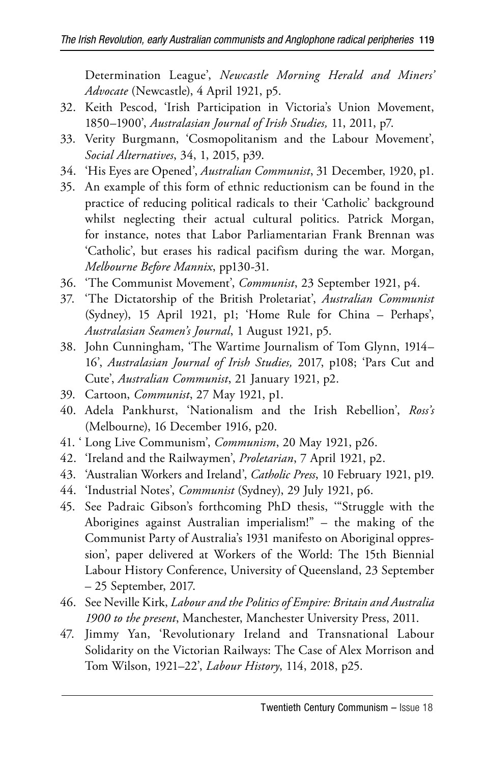Determination League', *Newcastle Morning Herald and Miners' Advocate* (Newcastle), 4 April 1921, p5.

32. Keith Pescod, 'Irish Participation in Victoria's Union Movement, 1850–1900', *Australasian Journal of Irish Studies,* 11, 2011, p7.
33. Verity Burgmann, 'Cosmopolitanism and the Labour Movement', *Social Alternatives*, 34, 1, 2015, p39.
34. 'His Eyes are Opened', *Australian Communist*, 31 December, 1920, p1.
35. An example of this form of ethnic reductionism can be found in the practice of reducing political radicals to their 'Catholic' background whilst neglecting their actual cultural politics. Patrick Morgan, for instance, notes that Labor Parliamentarian Frank Brennan was 'Catholic', but erases his radical pacifism during the war. Morgan, *Melbourne Before Mannix*, pp130-31.
36. 'The Communist Movement', *Communist*, 23 September 1921, p4.
37. 'The Dictatorship of the British Proletariat', *Australian Communist* (Sydney), 15 April 1921, p1; 'Home Rule for China – Perhaps', *Australasian Seamen's Journal*, 1 August 1921, p5.
38. John Cunningham, 'The Wartime Journalism of Tom Glynn, 1914–16', *Australasian Journal of Irish Studies,* 2017, p108; 'Pars Cut and Cute', *Australian Communist*, 21 January 1921, p2.
39. Cartoon, *Communist*, 27 May 1921, p1.
40. Adela Pankhurst, 'Nationalism and the Irish Rebellion', *Ross's* (Melbourne), 16 December 1916, p20.
41. ' Long Live Communism', *Communism*, 20 May 1921, p26.
42. 'Ireland and the Railwaymen', *Proletarian*, 7 April 1921, p2.
43. 'Australian Workers and Ireland', *Catholic Press*, 10 February 1921, p19.
44. 'Industrial Notes', *Communist* (Sydney), 29 July 1921, p6.
45. See Padraic Gibson's forthcoming PhD thesis, '"Struggle with the Aborigines against Australian imperialism!" – the making of the Communist Party of Australia's 1931 manifesto on Aboriginal oppression', paper delivered at Workers of the World: The 15th Biennial Labour History Conference, University of Queensland, 23 September – 25 September, 2017.
46. See Neville Kirk, *Labour and the Politics of Empire: Britain and Australia 1900 to the present*, Manchester, Manchester University Press, 2011.
47. Jimmy Yan, 'Revolutionary Ireland and Transnational Labour Solidarity on the Victorian Railways: The Case of Alex Morrison and Tom Wilson, 1921–22', *Labour History*, 114, 2018, p25.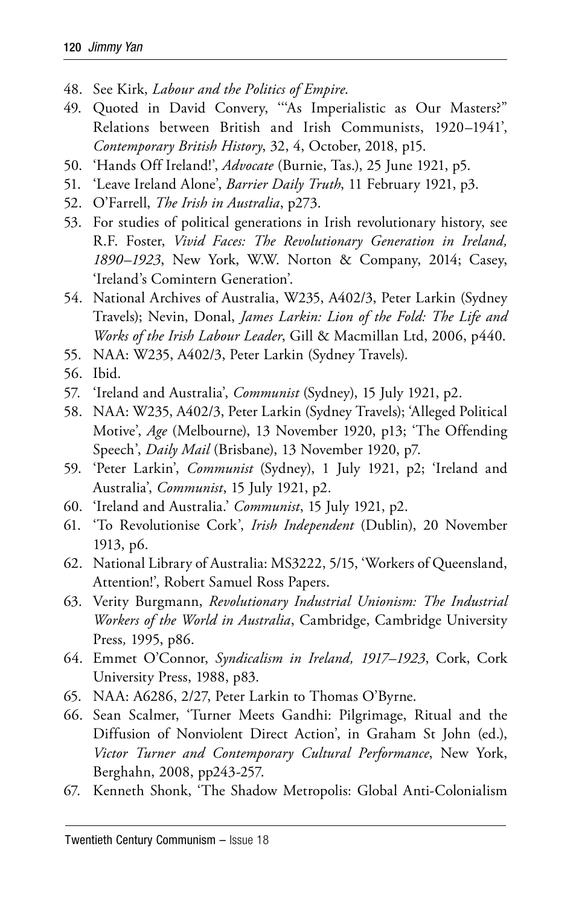48. See Kirk, *Labour and the Politics of Empire*.
49. Quoted in David Convery, '"As Imperialistic as Our Masters?" Relations between British and Irish Communists, 1920–1941', *Contemporary British History*, 32, 4, October, 2018, p15.
50. 'Hands Off Ireland!', *Advocate* (Burnie, Tas.), 25 June 1921, p5.
51. 'Leave Ireland Alone', *Barrier Daily Truth*, 11 February 1921, p3.
52. O'Farrell, *The Irish in Australia*, p273.
53. For studies of political generations in Irish revolutionary history, see R.F. Foster, *Vivid Faces: The Revolutionary Generation in Ireland, 1890–1923*, New York, W.W. Norton & Company, 2014; Casey, 'Ireland's Comintern Generation'.
54. National Archives of Australia, W235, A402/3, Peter Larkin (Sydney Travels); Nevin, Donal, *James Larkin: Lion of the Fold: The Life and Works of the Irish Labour Leader*, Gill & Macmillan Ltd, 2006, p440.
55. NAA: W235, A402/3, Peter Larkin (Sydney Travels).
56. Ibid.
57. 'Ireland and Australia', *Communist* (Sydney), 15 July 1921, p2.
58. NAA: W235, A402/3, Peter Larkin (Sydney Travels); 'Alleged Political Motive', *Age* (Melbourne), 13 November 1920, p13; 'The Offending Speech', *Daily Mail* (Brisbane), 13 November 1920, p7.
59. 'Peter Larkin', *Communist* (Sydney), 1 July 1921, p2; 'Ireland and Australia', *Communist*, 15 July 1921, p2.
60. 'Ireland and Australia.' *Communist*, 15 July 1921, p2.
61. 'To Revolutionise Cork', *Irish Independent* (Dublin), 20 November 1913, p6.
62. National Library of Australia: MS3222, 5/15, 'Workers of Queensland, Attention!', Robert Samuel Ross Papers.
63. Verity Burgmann, *Revolutionary Industrial Unionism: The Industrial Workers of the World in Australia*, Cambridge, Cambridge University Press, 1995, p86.
64. Emmet O'Connor, *Syndicalism in Ireland, 1917–1923*, Cork, Cork University Press, 1988, p83.
65. NAA: A6286, 2/27, Peter Larkin to Thomas O'Byrne.
66. Sean Scalmer, 'Turner Meets Gandhi: Pilgrimage, Ritual and the Diffusion of Nonviolent Direct Action', in Graham St John (ed.), *Victor Turner and Contemporary Cultural Performance*, New York, Berghahn, 2008, pp243-257.
67. Kenneth Shonk, 'The Shadow Metropolis: Global Anti-Colonialism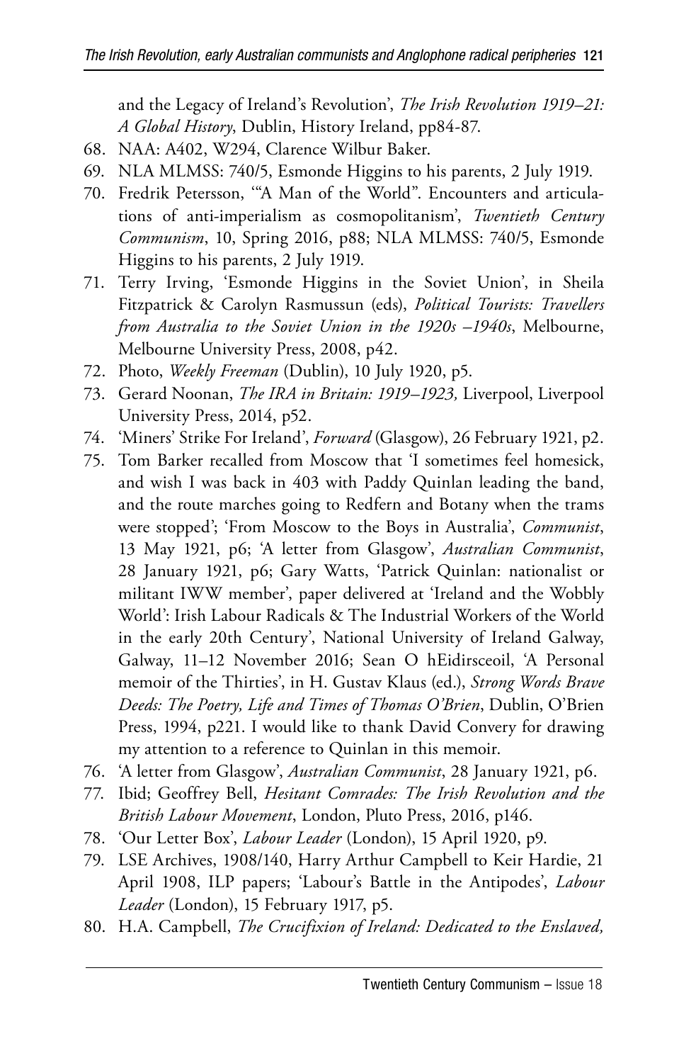and the Legacy of Ireland's Revolution', *The Irish Revolution 1919–21: A Global History*, Dublin, History Ireland, pp84-87.

68. NAA: A402, W294, Clarence Wilbur Baker.
69. NLA MLMSS: 740/5, Esmonde Higgins to his parents, 2 July 1919.
70. Fredrik Petersson, '"A Man of the World". Encounters and articulations of anti-imperialism as cosmopolitanism', *Twentieth Century Communism*, 10, Spring 2016, p88; NLA MLMSS: 740/5, Esmonde Higgins to his parents, 2 July 1919.
71. Terry Irving, 'Esmonde Higgins in the Soviet Union', in Sheila Fitzpatrick & Carolyn Rasmussun (eds), *Political Tourists: Travellers from Australia to the Soviet Union in the 1920s –1940s*, Melbourne, Melbourne University Press, 2008, p42.
72. Photo, *Weekly Freeman* (Dublin), 10 July 1920, p5.
73. Gerard Noonan, *The IRA in Britain: 1919–1923,* Liverpool, Liverpool University Press, 2014, p52.
74. 'Miners' Strike For Ireland', *Forward* (Glasgow), 26 February 1921, p2.
75. Tom Barker recalled from Moscow that 'I sometimes feel homesick, and wish I was back in 403 with Paddy Quinlan leading the band, and the route marches going to Redfern and Botany when the trams were stopped'; 'From Moscow to the Boys in Australia', *Communist*, 13 May 1921, p6; 'A letter from Glasgow', *Australian Communist*, 28 January 1921, p6; Gary Watts, 'Patrick Quinlan: nationalist or militant IWW member', paper delivered at 'Ireland and the Wobbly World': Irish Labour Radicals & The Industrial Workers of the World in the early 20th Century', National University of Ireland Galway, Galway, 11–12 November 2016; Sean O hEidirsceoil, 'A Personal memoir of the Thirties', in H. Gustav Klaus (ed.), *Strong Words Brave Deeds: The Poetry, Life and Times of Thomas O'Brien*, Dublin, O'Brien Press, 1994, p221. I would like to thank David Convery for drawing my attention to a reference to Quinlan in this memoir.
76. 'A letter from Glasgow', *Australian Communist*, 28 January 1921, p6.
77. Ibid; Geoffrey Bell, *Hesitant Comrades: The Irish Revolution and the British Labour Movement*, London, Pluto Press, 2016, p146.
78. 'Our Letter Box', *Labour Leader* (London), 15 April 1920, p9.
79. LSE Archives, 1908/140, Harry Arthur Campbell to Keir Hardie, 21 April 1908, ILP papers; 'Labour's Battle in the Antipodes', *Labour Leader* (London), 15 February 1917, p5.
80. H.A. Campbell, *The Crucifixion of Ireland: Dedicated to the Enslaved,*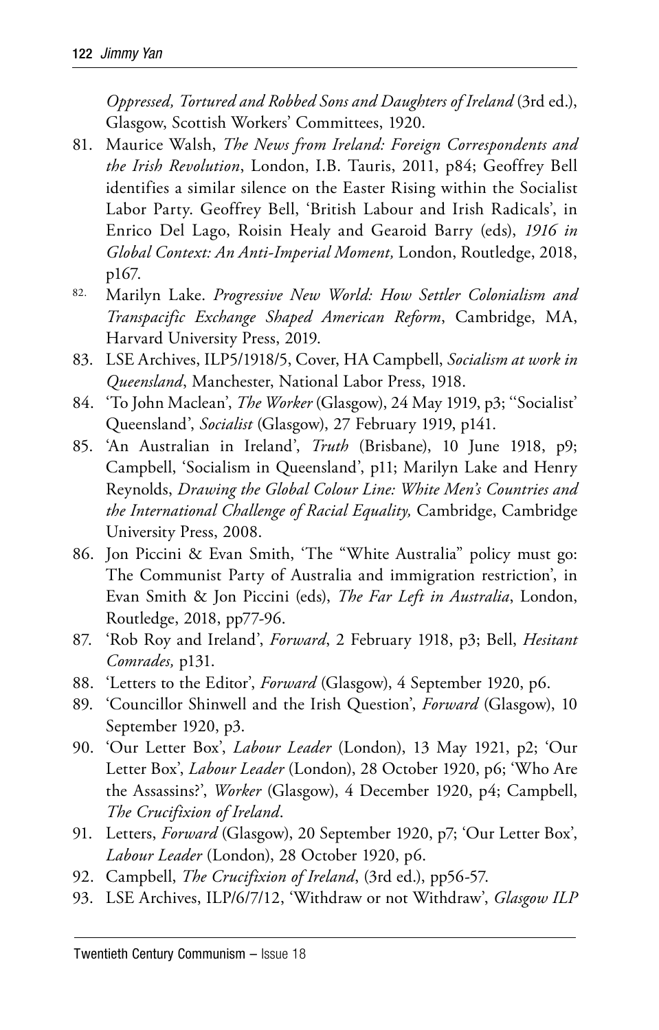*Oppressed, Tortured and Robbed Sons and Daughters of Ireland* (3rd ed.), Glasgow, Scottish Workers' Committees, 1920.

81. Maurice Walsh, *The News from Ireland: Foreign Correspondents and the Irish Revolution*, London, I.B. Tauris, 2011, p84; Geoffrey Bell identifies a similar silence on the Easter Rising within the Socialist Labor Party. Geoffrey Bell, 'British Labour and Irish Radicals', in Enrico Del Lago, Roisin Healy and Gearoid Barry (eds), *1916 in Global Context: An Anti-Imperial Moment,* London, Routledge, 2018, p167.
82. Marilyn Lake. *Progressive New World: How Settler Colonialism and Transpacific Exchange Shaped American Reform*, Cambridge, MA, Harvard University Press, 2019.
83. LSE Archives, ILP5/1918/5, Cover, HA Campbell, *Socialism at work in Queensland*, Manchester, National Labor Press, 1918.
84. 'To John Maclean', *The Worker* (Glasgow), 24 May 1919, p3; ''Socialist' Queensland', *Socialist* (Glasgow), 27 February 1919, p141.
85. 'An Australian in Ireland', *Truth* (Brisbane), 10 June 1918, p9; Campbell, 'Socialism in Queensland', p11; Marilyn Lake and Henry Reynolds, *Drawing the Global Colour Line: White Men's Countries and the International Challenge of Racial Equality,* Cambridge, Cambridge University Press, 2008.
86. Jon Piccini & Evan Smith, 'The "White Australia" policy must go: The Communist Party of Australia and immigration restriction', in Evan Smith & Jon Piccini (eds), *The Far Left in Australia*, London, Routledge, 2018, pp77-96.
87. 'Rob Roy and Ireland', *Forward*, 2 February 1918, p3; Bell, *Hesitant Comrades,* p131.
88. 'Letters to the Editor', *Forward* (Glasgow), 4 September 1920, p6.
89. 'Councillor Shinwell and the Irish Question', *Forward* (Glasgow), 10 September 1920, p3.
90. 'Our Letter Box', *Labour Leader* (London), 13 May 1921, p2; 'Our Letter Box', *Labour Leader* (London), 28 October 1920, p6; 'Who Are the Assassins?', *Worker* (Glasgow), 4 December 1920, p4; Campbell, *The Crucifixion of Ireland*.
91. Letters, *Forward* (Glasgow), 20 September 1920, p7; 'Our Letter Box', *Labour Leader* (London), 28 October 1920, p6.
92. Campbell, *The Crucifixion of Ireland*, (3rd ed.), pp56-57.
93. LSE Archives, ILP/6/7/12, 'Withdraw or not Withdraw', *Glasgow ILP*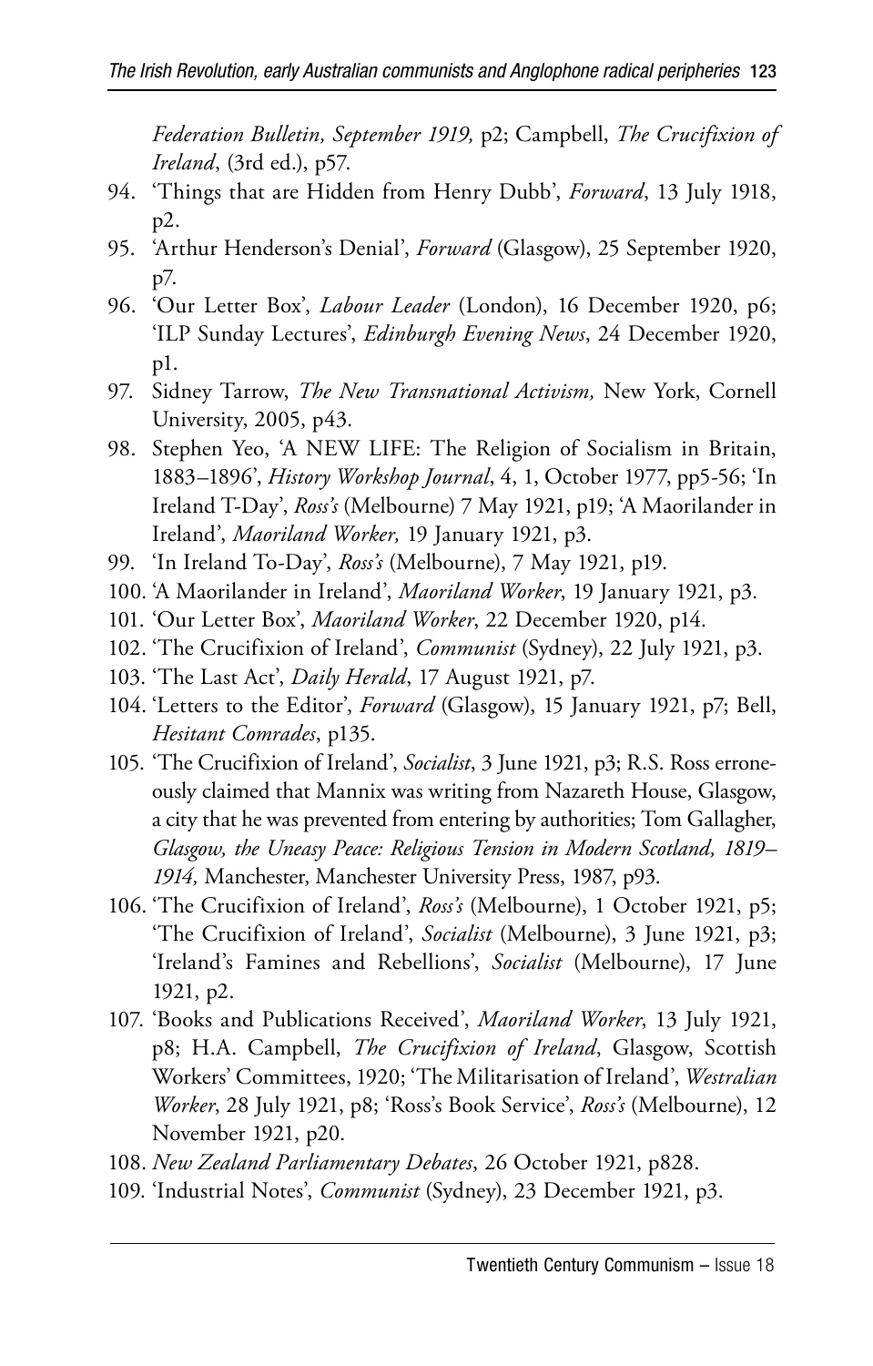*Federation Bulletin, September 1919,* p2; Campbell, *The Crucifixion of Ireland*, (3rd ed.), p57.

94. 'Things that are Hidden from Henry Dubb', *Forward*, 13 July 1918, p2.
95. 'Arthur Henderson's Denial', *Forward* (Glasgow), 25 September 1920, p7.
96. 'Our Letter Box', *Labour Leader* (London), 16 December 1920, p6; 'ILP Sunday Lectures', *Edinburgh Evening News*, 24 December 1920, p1.
97. Sidney Tarrow, *The New Transnational Activism,* New York, Cornell University, 2005, p43.
98. Stephen Yeo, 'A NEW LIFE: The Religion of Socialism in Britain, 1883–1896', *History Workshop Journal*, 4, 1, October 1977, pp5-56; 'In Ireland T-Day', *Ross's* (Melbourne) 7 May 1921, p19; 'A Maorilander in Ireland', *Maoriland Worker,* 19 January 1921, p3.
99. 'In Ireland To-Day', *Ross's* (Melbourne), 7 May 1921, p19.
100. 'A Maorilander in Ireland', *Maoriland Worker*, 19 January 1921, p3.
101. 'Our Letter Box', *Maoriland Worker*, 22 December 1920, p14.
102. 'The Crucifixion of Ireland', *Communist* (Sydney), 22 July 1921, p3.
103. 'The Last Act', *Daily Herald*, 17 August 1921, p7.
104. 'Letters to the Editor', *Forward* (Glasgow), 15 January 1921, p7; Bell, *Hesitant Comrades*, p135.
105. 'The Crucifixion of Ireland', *Socialist*, 3 June 1921, p3; R.S. Ross erroneously claimed that Mannix was writing from Nazareth House, Glasgow, a city that he was prevented from entering by authorities; Tom Gallagher, *Glasgow, the Uneasy Peace: Religious Tension in Modern Scotland, 1819–1914,* Manchester, Manchester University Press, 1987, p93.
106. 'The Crucifixion of Ireland', *Ross's* (Melbourne), 1 October 1921, p5; 'The Crucifixion of Ireland', *Socialist* (Melbourne), 3 June 1921, p3; 'Ireland's Famines and Rebellions', *Socialist* (Melbourne), 17 June 1921, p2.
107. 'Books and Publications Received', *Maoriland Worker*, 13 July 1921, p8; H.A. Campbell, *The Crucifixion of Ireland*, Glasgow, Scottish Workers' Committees, 1920; 'The Militarisation of Ireland', *Westralian Worker*, 28 July 1921, p8; 'Ross's Book Service', *Ross's* (Melbourne), 12 November 1921, p20.
108. *New Zealand Parliamentary Debates*, 26 October 1921, p828.
109. 'Industrial Notes', *Communist* (Sydney), 23 December 1921, p3.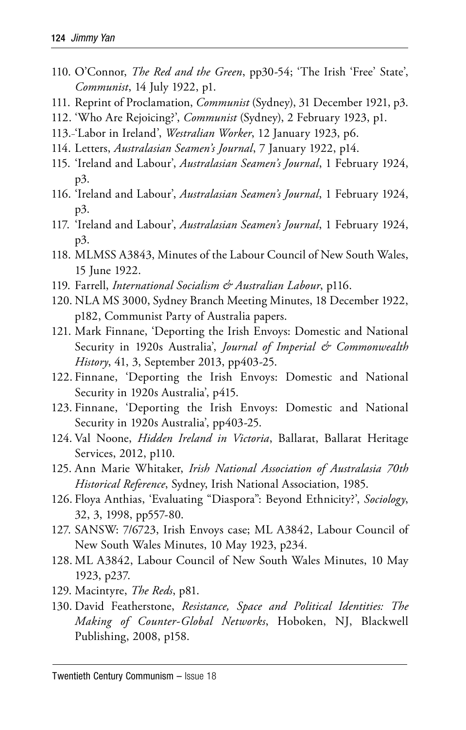110. O'Connor, *The Red and the Green*, pp30-54; 'The Irish 'Free' State', *Communist*, 14 July 1922, p1.
111. Reprint of Proclamation, *Communist* (Sydney), 31 December 1921, p3.
112. 'Who Are Rejoicing?', *Communist* (Sydney), 2 February 1923, p1.
113. 'Labor in Ireland', *Westralian Worker*, 12 January 1923, p6.
114. Letters, *Australasian Seamen's Journal*, 7 January 1922, p14.
115. 'Ireland and Labour', *Australasian Seamen's Journal*, 1 February 1924, p3.
116. 'Ireland and Labour', *Australasian Seamen's Journal*, 1 February 1924, p3.
117. 'Ireland and Labour', *Australasian Seamen's Journal*, 1 February 1924, p3.
118. MLMSS A3843, Minutes of the Labour Council of New South Wales, 15 June 1922.
119. Farrell, *International Socialism & Australian Labour*, p116.
120. NLA MS 3000, Sydney Branch Meeting Minutes, 18 December 1922, p182, Communist Party of Australia papers.
121. Mark Finnane, 'Deporting the Irish Envoys: Domestic and National Security in 1920s Australia', *Journal of Imperial & Commonwealth History*, 41, 3, September 2013, pp403-25.
122. Finnane, 'Deporting the Irish Envoys: Domestic and National Security in 1920s Australia', p415.
123. Finnane, 'Deporting the Irish Envoys: Domestic and National Security in 1920s Australia', pp403-25.
124. Val Noone, *Hidden Ireland in Victoria*, Ballarat, Ballarat Heritage Services, 2012, p110.
125. Ann Marie Whitaker, *Irish National Association of Australasia 70th Historical Reference*, Sydney, Irish National Association, 1985.
126. Floya Anthias, 'Evaluating "Diaspora": Beyond Ethnicity?', *Sociology*, 32, 3, 1998, pp557-80.
127. SANSW: 7/6723, Irish Envoys case; ML A3842, Labour Council of New South Wales Minutes, 10 May 1923, p234.
128. ML A3842, Labour Council of New South Wales Minutes, 10 May 1923, p237.
129. Macintyre, *The Reds*, p81.
130. David Featherstone, *Resistance, Space and Political Identities: The Making of Counter-Global Networks*, Hoboken, NJ, Blackwell Publishing, 2008, p158.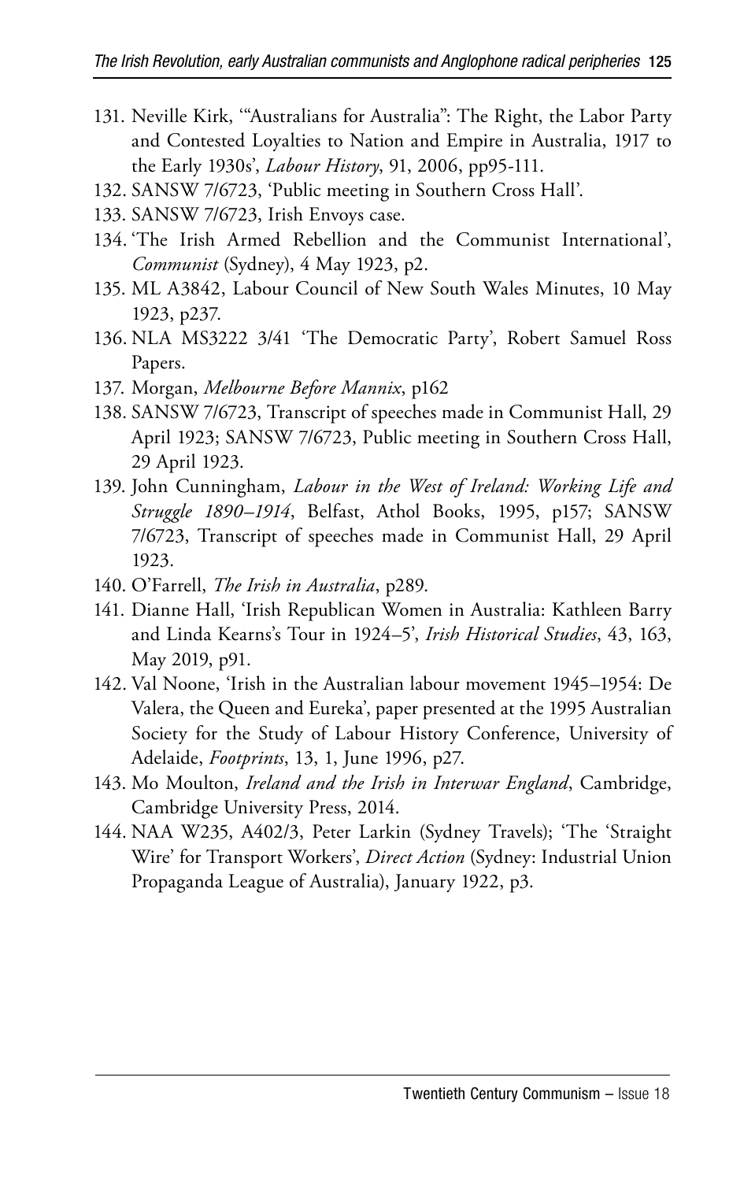131. Neville Kirk, '"Australians for Australia": The Right, the Labor Party and Contested Loyalties to Nation and Empire in Australia, 1917 to the Early 1930s', *Labour History*, 91, 2006, pp95-111.
132. SANSW 7/6723, 'Public meeting in Southern Cross Hall'.
133. SANSW 7/6723, Irish Envoys case.
134. 'The Irish Armed Rebellion and the Communist International', *Communist* (Sydney), 4 May 1923, p2.
135. ML A3842, Labour Council of New South Wales Minutes, 10 May 1923, p237.
136. NLA MS3222 3/41 'The Democratic Party', Robert Samuel Ross Papers.
137. Morgan, *Melbourne Before Mannix*, p162
138. SANSW 7/6723, Transcript of speeches made in Communist Hall, 29 April 1923; SANSW 7/6723, Public meeting in Southern Cross Hall, 29 April 1923.
139. John Cunningham, *Labour in the West of Ireland: Working Life and Struggle 1890–1914*, Belfast, Athol Books, 1995, p157; SANSW 7/6723, Transcript of speeches made in Communist Hall, 29 April 1923.
140. O'Farrell, *The Irish in Australia*, p289.
141. Dianne Hall, 'Irish Republican Women in Australia: Kathleen Barry and Linda Kearns's Tour in 1924–5', *Irish Historical Studies*, 43, 163, May 2019, p91.
142. Val Noone, 'Irish in the Australian labour movement 1945–1954: De Valera, the Queen and Eureka', paper presented at the 1995 Australian Society for the Study of Labour History Conference, University of Adelaide, *Footprints*, 13, 1, June 1996, p27.
143. Mo Moulton, *Ireland and the Irish in Interwar England*, Cambridge, Cambridge University Press, 2014.
144. NAA W235, A402/3, Peter Larkin (Sydney Travels); 'The 'Straight Wire' for Transport Workers', *Direct Action* (Sydney: Industrial Union Propaganda League of Australia), January 1922, p3.